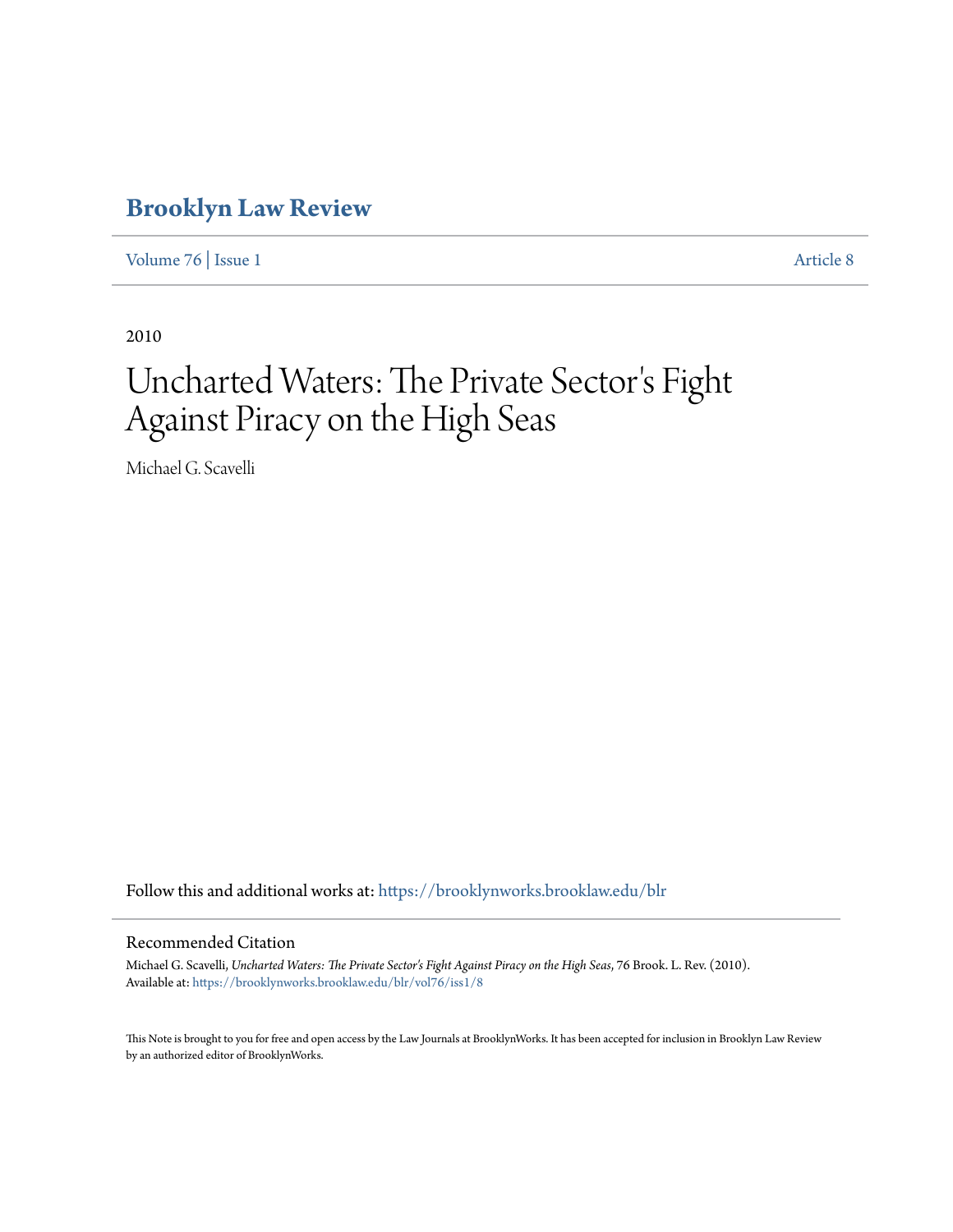# Brooklyn Law Review

Volume 76 | Issue 1 Article 8

2010

# Uncharted Waters: The Private Sector's Fight Against Piracy on the High Seas

Michael G. Scavelli

Follow this and additional works at: https://brooklynworks.brooklaw.edu/blr

## Recommended Citation

Michael G. Scavelli, *Uncharted Waters: The Private Sector's Fight Against Piracy on the High Seas*, 76 Brook. L. Rev. (2010).
Available at: https://brooklynworks.brooklaw.edu/blr/vol76/iss1/8

This Note is brought to you for free and open access by the Law Journals at BrooklynWorks. It has been accepted for inclusion in Brooklyn Law Review by an authorized editor of BrooklynWorks.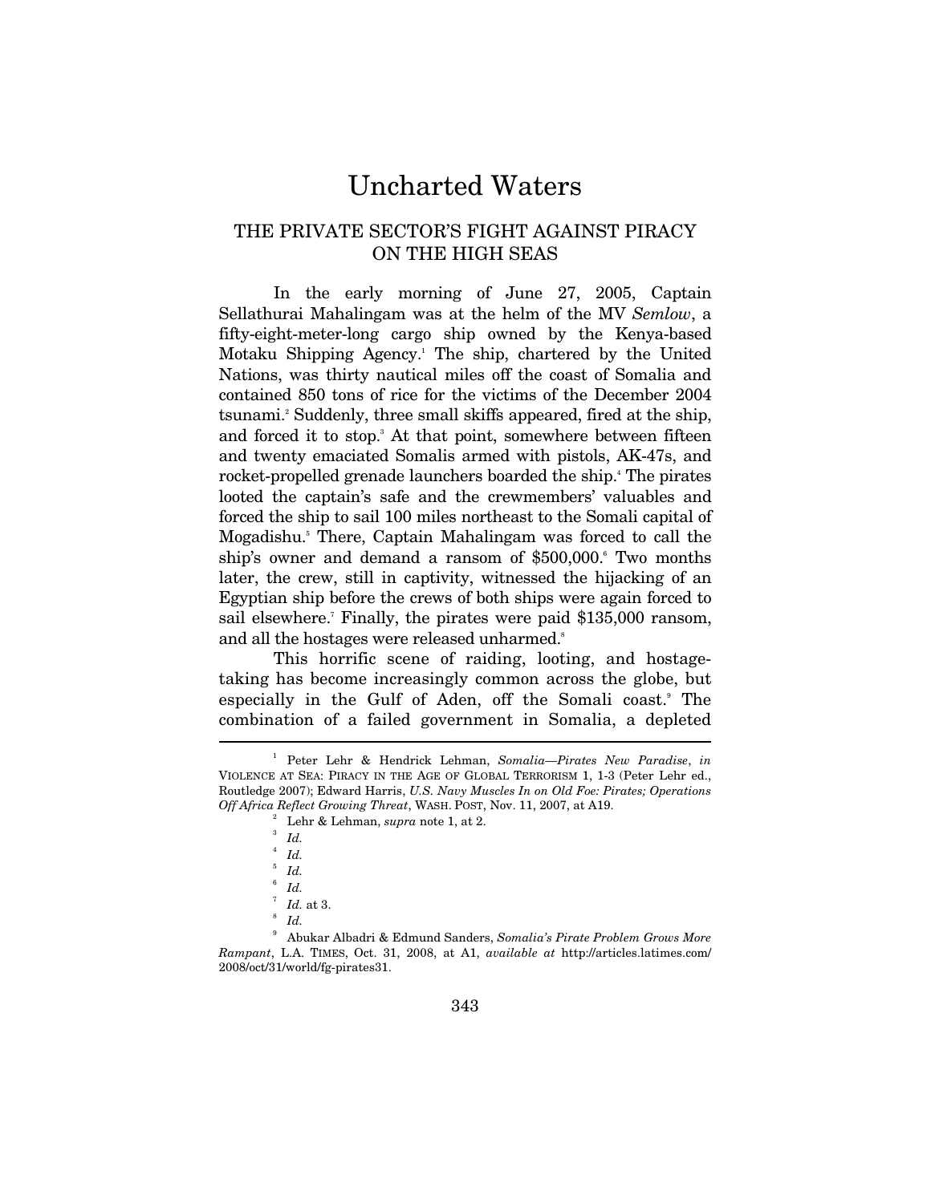# Uncharted Waters

## THE PRIVATE SECTOR'S FIGHT AGAINST PIRACY ON THE HIGH SEAS

In the early morning of June 27, 2005, Captain Sellathurai Mahalingam was at the helm of the MV *Semlow*, a fifty-eight-meter-long cargo ship owned by the Kenya-based Motaku Shipping Agency.[1] The ship, chartered by the United Nations, was thirty nautical miles off the coast of Somalia and contained 850 tons of rice for the victims of the December 2004 tsunami.[2] Suddenly, three small skiffs appeared, fired at the ship, and forced it to stop.[3] At that point, somewhere between fifteen and twenty emaciated Somalis armed with pistols, AK-47s, and rocket-propelled grenade launchers boarded the ship.[4] The pirates looted the captain's safe and the crewmembers' valuables and forced the ship to sail 100 miles northeast to the Somali capital of Mogadishu.[5] There, Captain Mahalingam was forced to call the ship's owner and demand a ransom of $500,000.[6] Two months later, the crew, still in captivity, witnessed the hijacking of an Egyptian ship before the crews of both ships were again forced to sail elsewhere.[7] Finally, the pirates were paid $135,000 ransom, and all the hostages were released unharmed.[8]

This horrific scene of raiding, looting, and hostage-taking has become increasingly common across the globe, but especially in the Gulf of Aden, off the Somali coast.[9] The combination of a failed government in Somalia, a depleted

---

[1] Peter Lehr & Hendrick Lehman, *Somalia—Pirates New Paradise*, *in* VIOLENCE AT SEA: PIRACY IN THE AGE OF GLOBAL TERRORISM 1, 1-3 (Peter Lehr ed., Routledge 2007); Edward Harris, *U.S. Navy Muscles In on Old Foe: Pirates; Operations Off Africa Reflect Growing Threat*, WASH. POST, Nov. 11, 2007, at A19.

[2] Lehr & Lehman, *supra* note 1, at 2.

[3] *Id.*

[4] *Id.*

[5] *Id.*

[6] *Id.*

[7] *Id.* at 3.

[8] *Id.*

[9] Abukar Albadri & Edmund Sanders, *Somalia's Pirate Problem Grows More Rampant*, L.A. TIMES, Oct. 31, 2008, at A1, *available at* http://articles.latimes.com/2008/oct/31/world/fg-pirates31.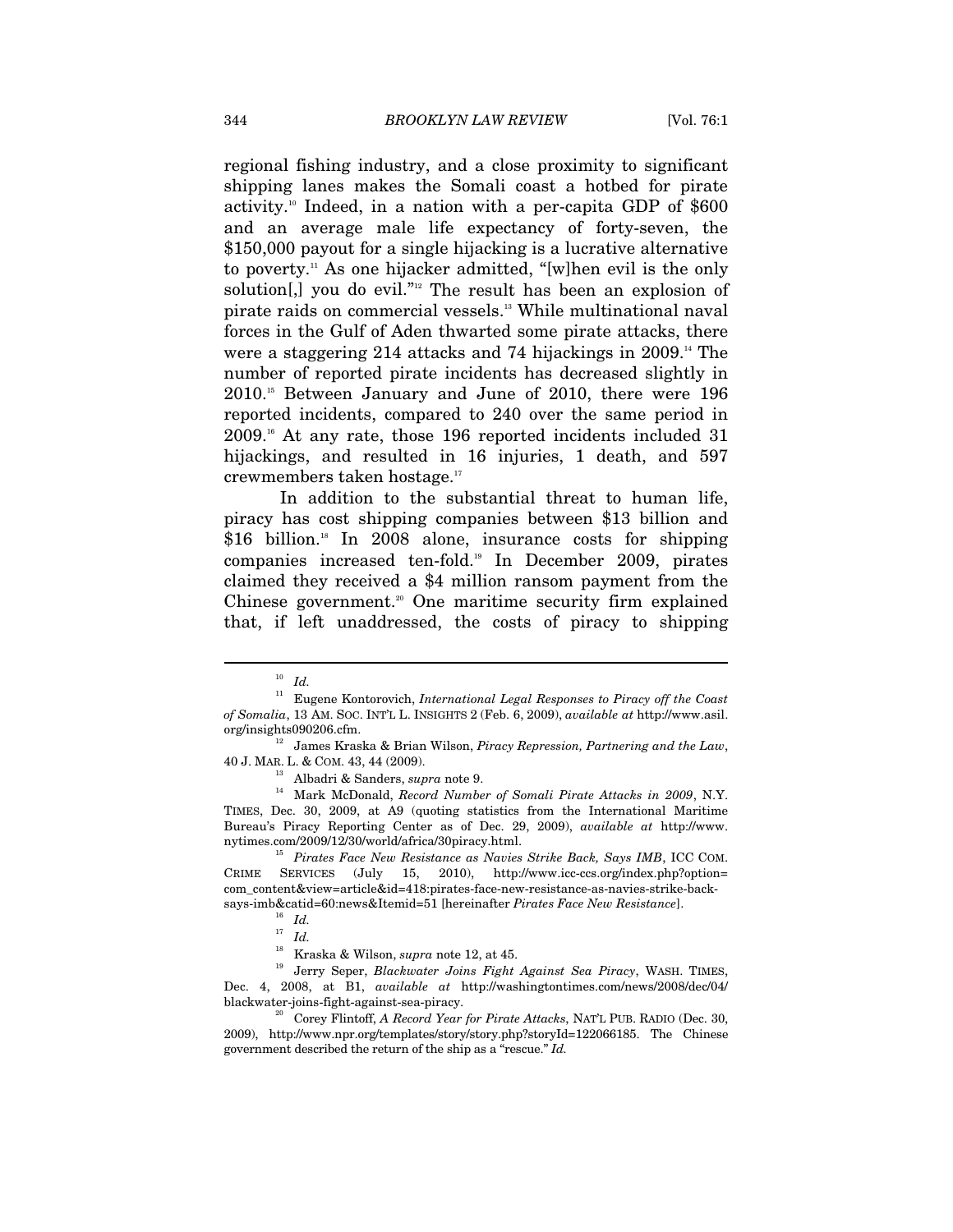regional fishing industry, and a close proximity to significant shipping lanes makes the Somali coast a hotbed for pirate activity.[10] Indeed, in a nation with a per-capita GDP of $600 and an average male life expectancy of forty-seven, the $150,000 payout for a single hijacking is a lucrative alternative to poverty.[11] As one hijacker admitted, "[w]hen evil is the only solution[,] you do evil."[12] The result has been an explosion of pirate raids on commercial vessels.[13] While multinational naval forces in the Gulf of Aden thwarted some pirate attacks, there were a staggering 214 attacks and 74 hijackings in 2009.[14] The number of reported pirate incidents has decreased slightly in 2010.[15] Between January and June of 2010, there were 196 reported incidents, compared to 240 over the same period in 2009.[16] At any rate, those 196 reported incidents included 31 hijackings, and resulted in 16 injuries, 1 death, and 597 crewmembers taken hostage.[17]

In addition to the substantial threat to human life, piracy has cost shipping companies between $13 billion and $16 billion.[18] In 2008 alone, insurance costs for shipping companies increased ten-fold.[19] In December 2009, pirates claimed they received a $4 million ransom payment from the Chinese government.[20] One maritime security firm explained that, if left unaddressed, the costs of piracy to shipping

---

[10] *Id.*

[11] Eugene Kontorovich, *International Legal Responses to Piracy off the Coast of Somalia*, 13 AM. SOC. INT'L L. INSIGHTS 2 (Feb. 6, 2009), *available at* http://www.asil.org/insights090206.cfm.

[12] James Kraska & Brian Wilson, *Piracy Repression, Partnering and the Law*, 40 J. MAR. L. & COM. 43, 44 (2009).

[13] Albadri & Sanders, *supra* note 9.

[14] Mark McDonald, *Record Number of Somali Pirate Attacks in 2009*, N.Y. TIMES, Dec. 30, 2009, at A9 (quoting statistics from the International Maritime Bureau's Piracy Reporting Center as of Dec. 29, 2009), *available at* http://www.nytimes.com/2009/12/30/world/africa/30piracy.html.

[15] *Pirates Face New Resistance as Navies Strike Back, Says IMB*, ICC COM. CRIME SERVICES (July 15, 2010), http://www.icc-ccs.org/index.php?option=com_content&view=article&id=418:pirates-face-new-resistance-as-navies-strike-back-says-imb&catid=60:news&Itemid=51 [hereinafter *Pirates Face New Resistance*].

[16] *Id.*

[17] *Id.*

[18] Kraska & Wilson, *supra* note 12, at 45.

[19] Jerry Seper, *Blackwater Joins Fight Against Sea Piracy*, WASH. TIMES, Dec. 4, 2008, at B1, *available at* http://washingtontimes.com/news/2008/dec/04/blackwater-joins-fight-against-sea-piracy.

[20] Corey Flintoff, *A Record Year for Pirate Attacks*, NAT'L PUB. RADIO (Dec. 30, 2009), http://www.npr.org/templates/story/story.php?storyId=122066185. The Chinese government described the return of the ship as a "rescue." *Id.*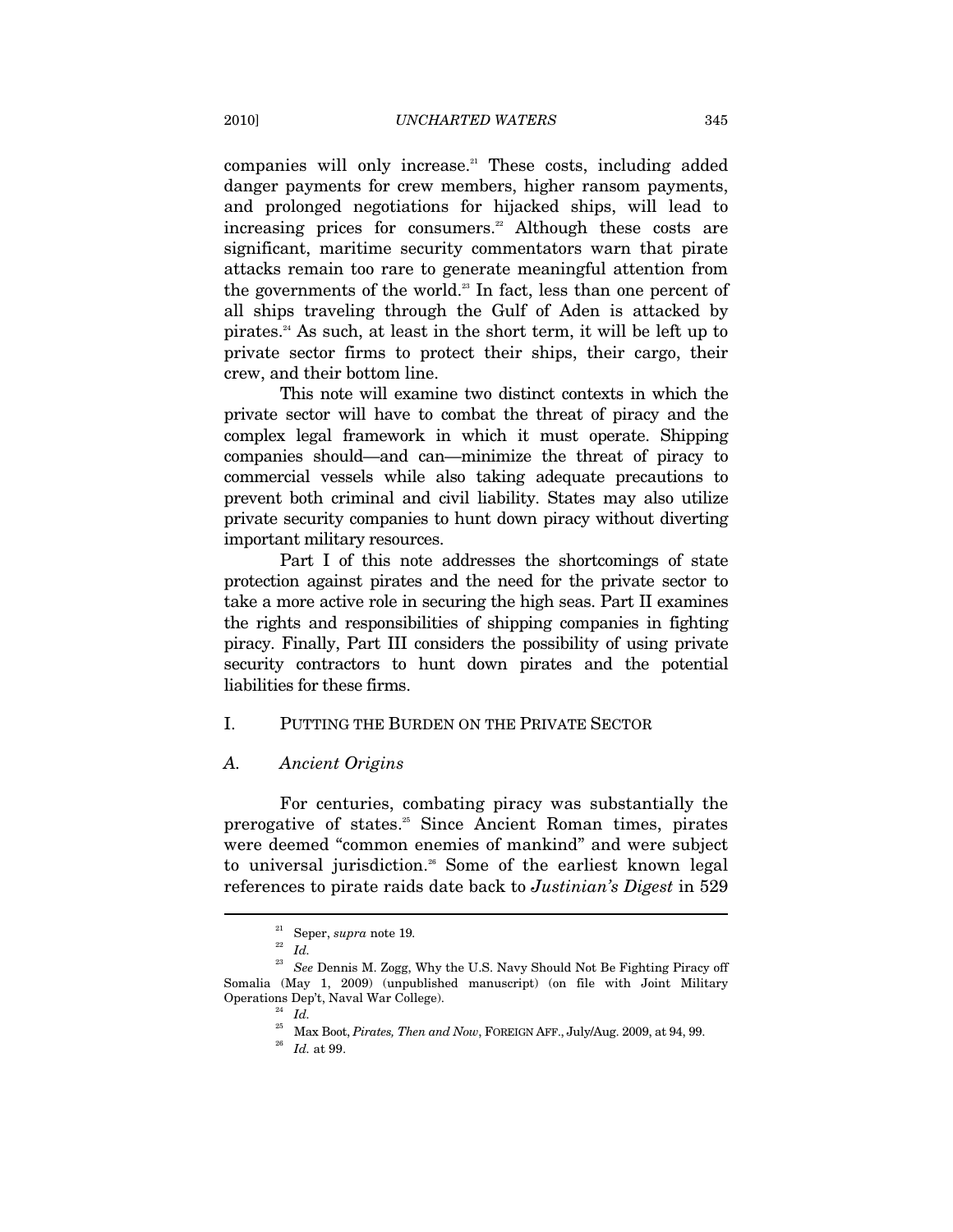companies will only increase.[21] These costs, including added danger payments for crew members, higher ransom payments, and prolonged negotiations for hijacked ships, will lead to increasing prices for consumers.[22] Although these costs are significant, maritime security commentators warn that pirate attacks remain too rare to generate meaningful attention from the governments of the world.[23] In fact, less than one percent of all ships traveling through the Gulf of Aden is attacked by pirates.[24] As such, at least in the short term, it will be left up to private sector firms to protect their ships, their cargo, their crew, and their bottom line.

This note will examine two distinct contexts in which the private sector will have to combat the threat of piracy and the complex legal framework in which it must operate. Shipping companies should—and can—minimize the threat of piracy to commercial vessels while also taking adequate precautions to prevent both criminal and civil liability. States may also utilize private security companies to hunt down piracy without diverting important military resources.

Part I of this note addresses the shortcomings of state protection against pirates and the need for the private sector to take a more active role in securing the high seas. Part II examines the rights and responsibilities of shipping companies in fighting piracy. Finally, Part III considers the possibility of using private security contractors to hunt down pirates and the potential liabilities for these firms.

## I. PUTTING THE BURDEN ON THE PRIVATE SECTOR

### A. *Ancient Origins*

For centuries, combating piracy was substantially the prerogative of states.[25] Since Ancient Roman times, pirates were deemed "common enemies of mankind" and were subject to universal jurisdiction.[26] Some of the earliest known legal references to pirate raids date back to *Justinian's Digest* in 529

---

[21] Seper, *supra* note 19.

[22] *Id.*

[23] *See* Dennis M. Zogg, Why the U.S. Navy Should Not Be Fighting Piracy off Somalia (May 1, 2009) (unpublished manuscript) (on file with Joint Military Operations Dep't, Naval War College).

[24] *Id.*

[25] Max Boot, *Pirates, Then and Now*, FOREIGN AFF., July/Aug. 2009, at 94, 99.

[26] *Id.* at 99.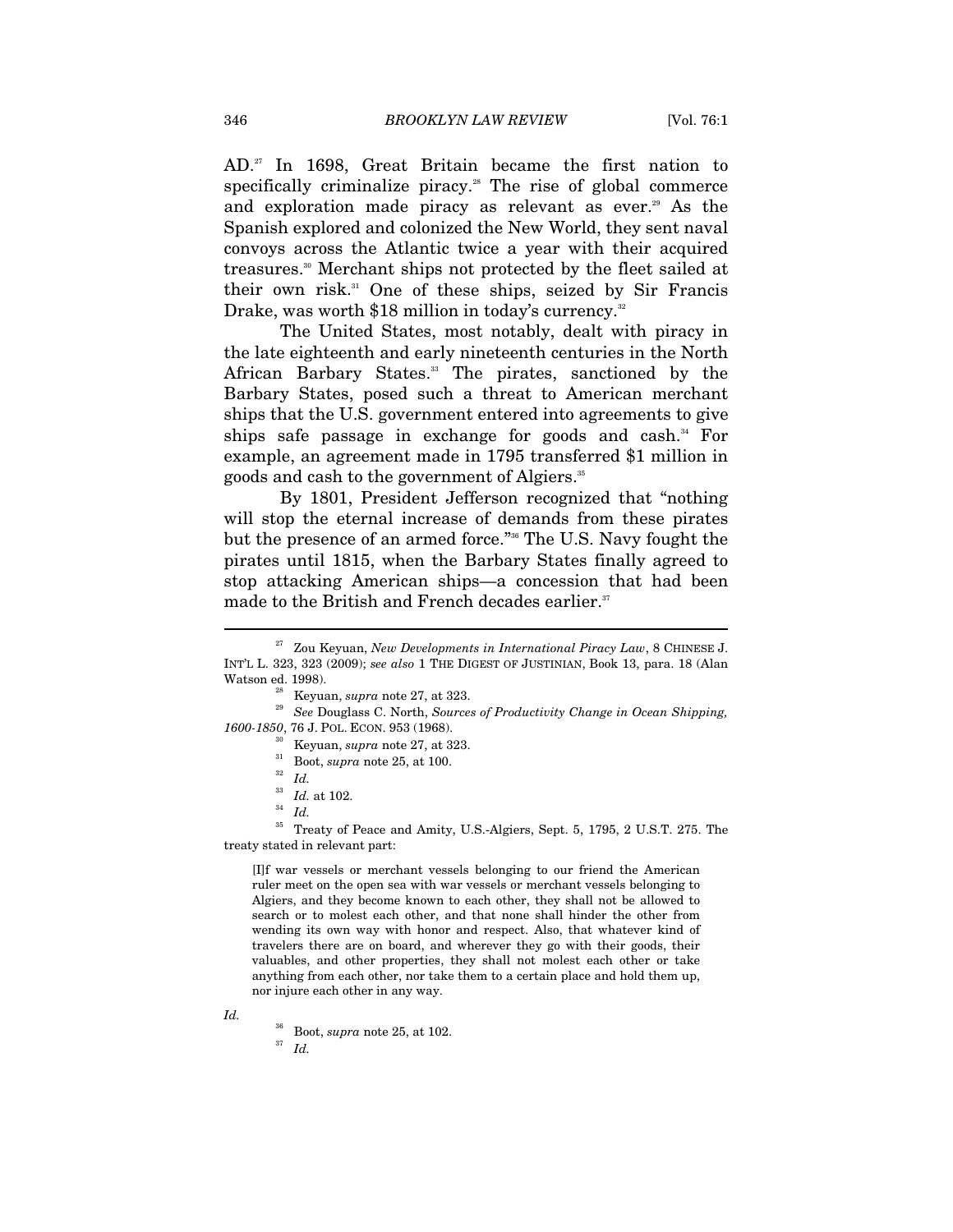AD.[27] In 1698, Great Britain became the first nation to specifically criminalize piracy.[28] The rise of global commerce and exploration made piracy as relevant as ever.[29] As the Spanish explored and colonized the New World, they sent naval convoys across the Atlantic twice a year with their acquired treasures.[30] Merchant ships not protected by the fleet sailed at their own risk.[31] One of these ships, seized by Sir Francis Drake, was worth $18 million in today's currency.[32]

The United States, most notably, dealt with piracy in the late eighteenth and early nineteenth centuries in the North African Barbary States.[33] The pirates, sanctioned by the Barbary States, posed such a threat to American merchant ships that the U.S. government entered into agreements to give ships safe passage in exchange for goods and cash.[34] For example, an agreement made in 1795 transferred $1 million in goods and cash to the government of Algiers.[35]

By 1801, President Jefferson recognized that "nothing will stop the eternal increase of demands from these pirates but the presence of an armed force."[36] The U.S. Navy fought the pirates until 1815, when the Barbary States finally agreed to stop attacking American ships—a concession that had been made to the British and French decades earlier.[37]

---

[27] Zou Keyuan, *New Developments in International Piracy Law*, 8 CHINESE J. INT'L L. 323, 323 (2009); *see also* 1 THE DIGEST OF JUSTINIAN, Book 13, para. 18 (Alan Watson ed. 1998).

[28] Keyuan, *supra* note 27, at 323.

[29] *See* Douglass C. North, *Sources of Productivity Change in Ocean Shipping, 1600-1850*, 76 J. POL. ECON. 953 (1968).

[30] Keyuan, *supra* note 27, at 323.

[31] Boot, *supra* note 25, at 100.

[32] *Id.*

[33] *Id.* at 102.

[34] *Id.*

[35] Treaty of Peace and Amity, U.S.-Algiers, Sept. 5, 1795, 2 U.S.T. 275. The treaty stated in relevant part:

> [I]f war vessels or merchant vessels belonging to our friend the American ruler meet on the open sea with war vessels or merchant vessels belonging to Algiers, and they become known to each other, they shall not be allowed to search or to molest each other, and that none shall hinder the other from wending its own way with honor and respect. Also, that whatever kind of travelers there are on board, and wherever they go with their goods, their valuables, and other properties, they shall not molest each other or take anything from each other, nor take them to a certain place and hold them up, nor injure each other in any way.

*Id.*

[36] Boot, *supra* note 25, at 102.

[37] *Id.*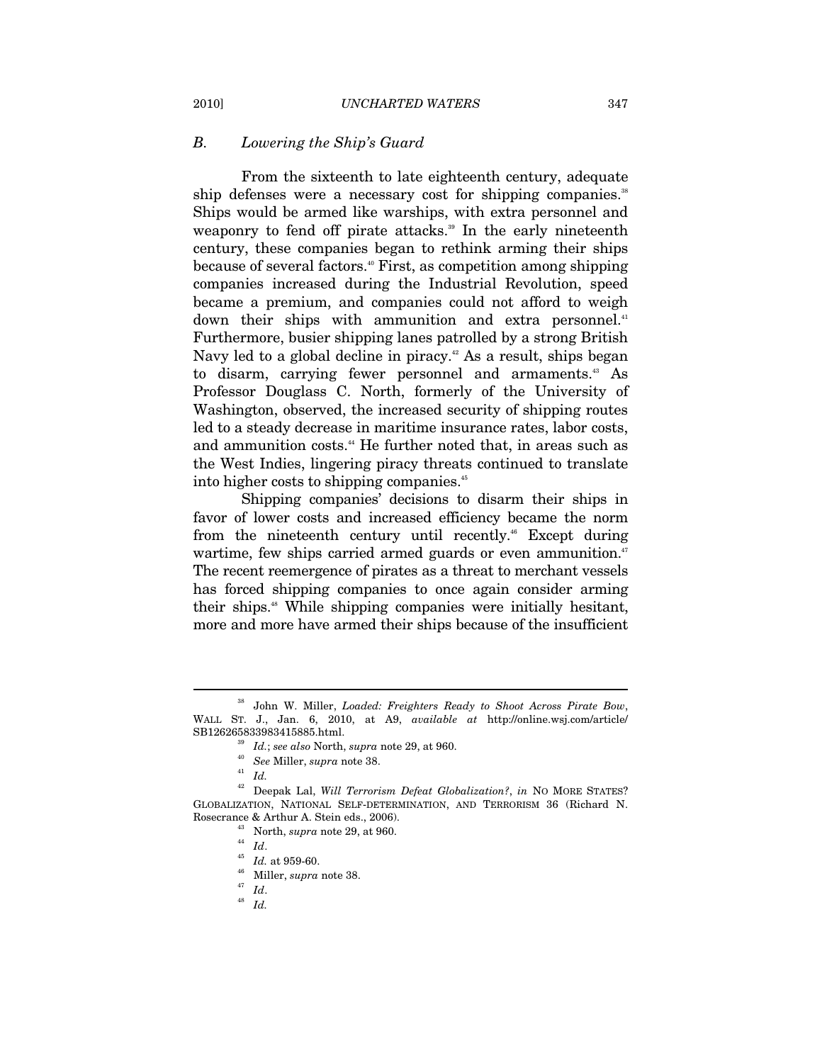### B. *Lowering the Ship's Guard*

From the sixteenth to late eighteenth century, adequate ship defenses were a necessary cost for shipping companies.[38] Ships would be armed like warships, with extra personnel and weaponry to fend off pirate attacks.[39] In the early nineteenth century, these companies began to rethink arming their ships because of several factors.[40] First, as competition among shipping companies increased during the Industrial Revolution, speed became a premium, and companies could not afford to weigh down their ships with ammunition and extra personnel.[41] Furthermore, busier shipping lanes patrolled by a strong British Navy led to a global decline in piracy.[42] As a result, ships began to disarm, carrying fewer personnel and armaments.[43] As Professor Douglass C. North, formerly of the University of Washington, observed, the increased security of shipping routes led to a steady decrease in maritime insurance rates, labor costs, and ammunition costs.[44] He further noted that, in areas such as the West Indies, lingering piracy threats continued to translate into higher costs to shipping companies.[45]

Shipping companies' decisions to disarm their ships in favor of lower costs and increased efficiency became the norm from the nineteenth century until recently.[46] Except during wartime, few ships carried armed guards or even ammunition.[47] The recent reemergence of pirates as a threat to merchant vessels has forced shipping companies to once again consider arming their ships.[48] While shipping companies were initially hesitant, more and more have armed their ships because of the insufficient

---

[38] John W. Miller, *Loaded: Freighters Ready to Shoot Across Pirate Bow*, WALL ST. J., Jan. 6, 2010, at A9, *available at* http://online.wsj.com/article/SB126265833983415885.html.

[39] *Id.*; *see also* North, *supra* note 29, at 960.

[40] *See* Miller, *supra* note 38.

[41] *Id.*

[42] Deepak Lal, *Will Terrorism Defeat Globalization?*, *in* NO MORE STATES? GLOBALIZATION, NATIONAL SELF-DETERMINATION, AND TERRORISM 36 (Richard N. Rosecrance & Arthur A. Stein eds., 2006).

[43] North, *supra* note 29, at 960.

[44] *Id*.

[45] *Id.* at 959-60.

[46] Miller, *supra* note 38.

[47] *Id*.

[48] *Id.*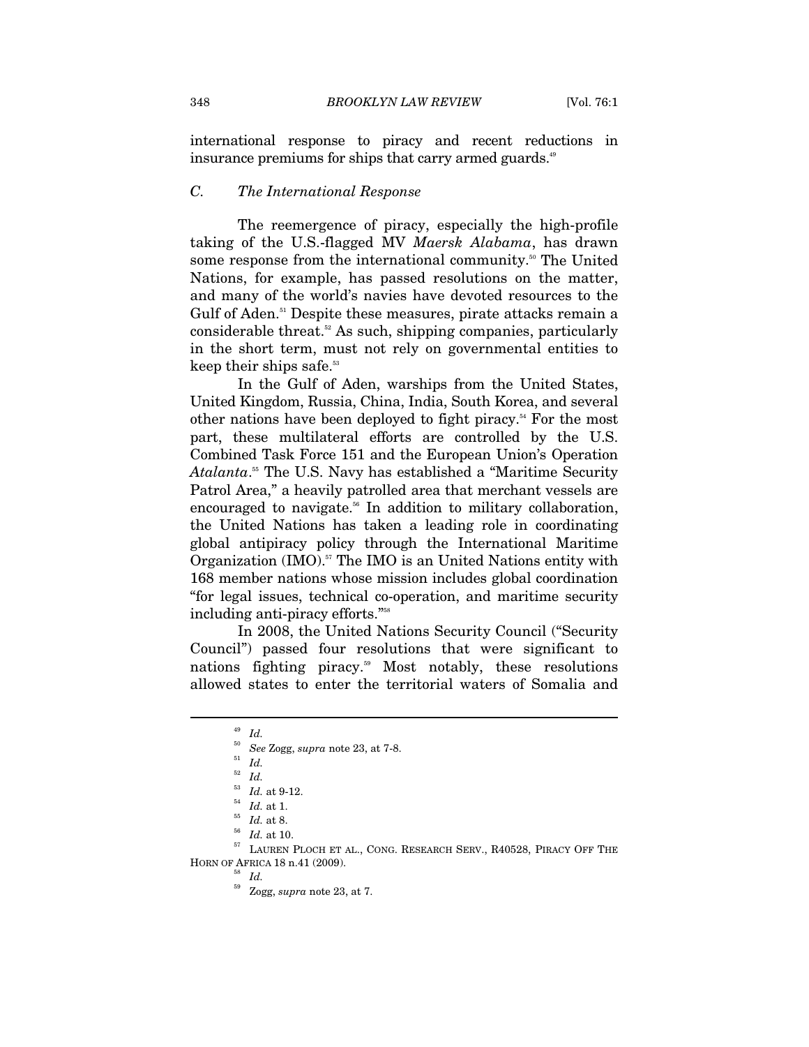international response to piracy and recent reductions in insurance premiums for ships that carry armed guards.[49]

### *C. The International Response*

The reemergence of piracy, especially the high-profile taking of the U.S.-flagged MV *Maersk Alabama*, has drawn some response from the international community.[50] The United Nations, for example, has passed resolutions on the matter, and many of the world's navies have devoted resources to the Gulf of Aden.[51] Despite these measures, pirate attacks remain a considerable threat.[52] As such, shipping companies, particularly in the short term, must not rely on governmental entities to keep their ships safe.[53]

In the Gulf of Aden, warships from the United States, United Kingdom, Russia, China, India, South Korea, and several other nations have been deployed to fight piracy.[54] For the most part, these multilateral efforts are controlled by the U.S. Combined Task Force 151 and the European Union's Operation *Atalanta*.[55] The U.S. Navy has established a "Maritime Security Patrol Area," a heavily patrolled area that merchant vessels are encouraged to navigate.[56] In addition to military collaboration, the United Nations has taken a leading role in coordinating global antipiracy policy through the International Maritime Organization (IMO).[57] The IMO is an United Nations entity with 168 member nations whose mission includes global coordination "for legal issues, technical co-operation, and maritime security including anti-piracy efforts."[58]

In 2008, the United Nations Security Council ("Security Council") passed four resolutions that were significant to nations fighting piracy.[59] Most notably, these resolutions allowed states to enter the territorial waters of Somalia and

---

[49] *Id.*

[50] *See* Zogg, *supra* note 23, at 7-8.

[51] *Id.*

[52] *Id.*

[53] *Id.* at 9-12.

[54] *Id.* at 1.

[55] *Id.* at 8.

[56] *Id.* at 10.

[57] LAUREN PLOCH ET AL., CONG. RESEARCH SERV., R40528, PIRACY OFF THE HORN OF AFRICA 18 n.41 (2009).

[58] *Id.*

[59] Zogg, *supra* note 23, at 7.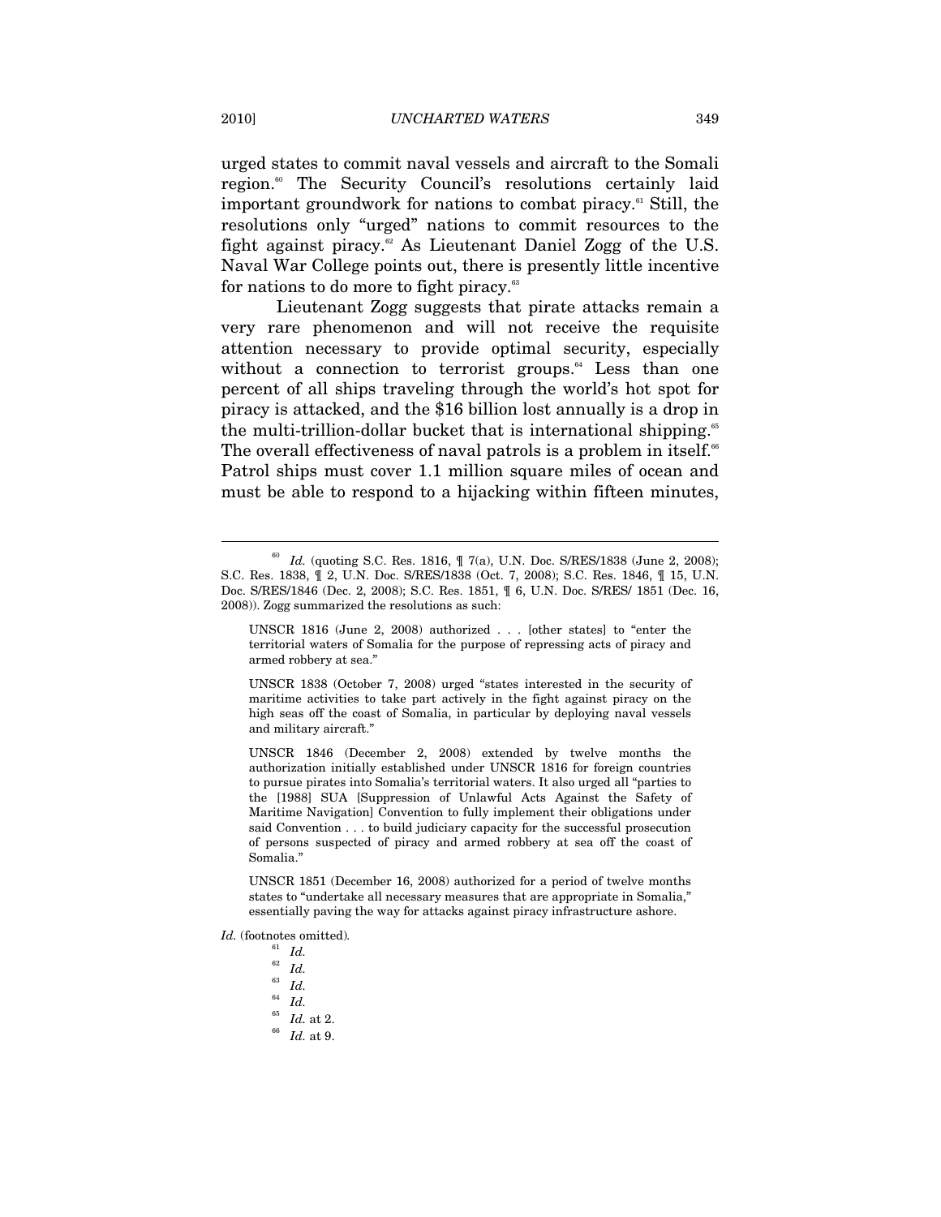urged states to commit naval vessels and aircraft to the Somali region.[60] The Security Council's resolutions certainly laid important groundwork for nations to combat piracy.[61] Still, the resolutions only "urged" nations to commit resources to the fight against piracy.[62] As Lieutenant Daniel Zogg of the U.S. Naval War College points out, there is presently little incentive for nations to do more to fight piracy.[63]

Lieutenant Zogg suggests that pirate attacks remain a very rare phenomenon and will not receive the requisite attention necessary to provide optimal security, especially without a connection to terrorist groups.[64] Less than one percent of all ships traveling through the world's hot spot for piracy is attacked, and the $16 billion lost annually is a drop in the multi-trillion-dollar bucket that is international shipping.[65] The overall effectiveness of naval patrols is a problem in itself.[66] Patrol ships must cover 1.1 million square miles of ocean and must be able to respond to a hijacking within fifteen minutes,

---

[60] *Id.* (quoting S.C. Res. 1816, ¶ 7(a), U.N. Doc. S/RES/1838 (June 2, 2008); S.C. Res. 1838, ¶ 2, U.N. Doc. S/RES/1838 (Oct. 7, 2008); S.C. Res. 1846, ¶ 15, U.N. Doc. S/RES/1846 (Dec. 2, 2008); S.C. Res. 1851, ¶ 6, U.N. Doc. S/RES/ 1851 (Dec. 16, 2008)). Zogg summarized the resolutions as such:

> UNSCR 1816 (June 2, 2008) authorized . . . [other states] to "enter the territorial waters of Somalia for the purpose of repressing acts of piracy and armed robbery at sea."
>
> UNSCR 1838 (October 7, 2008) urged "states interested in the security of maritime activities to take part actively in the fight against piracy on the high seas off the coast of Somalia, in particular by deploying naval vessels and military aircraft."
>
> UNSCR 1846 (December 2, 2008) extended by twelve months the authorization initially established under UNSCR 1816 for foreign countries to pursue pirates into Somalia's territorial waters. It also urged all "parties to the [1988] SUA [Suppression of Unlawful Acts Against the Safety of Maritime Navigation] Convention to fully implement their obligations under said Convention . . . to build judiciary capacity for the successful prosecution of persons suspected of piracy and armed robbery at sea off the coast of Somalia."
>
> UNSCR 1851 (December 16, 2008) authorized for a period of twelve months states to "undertake all necessary measures that are appropriate in Somalia," essentially paving the way for attacks against piracy infrastructure ashore.

*Id.* (footnotes omitted).

[61] *Id.*

[62] *Id.*

[63] *Id.*

[64] *Id.*

[65] *Id.* at 2.

[66] *Id.* at 9.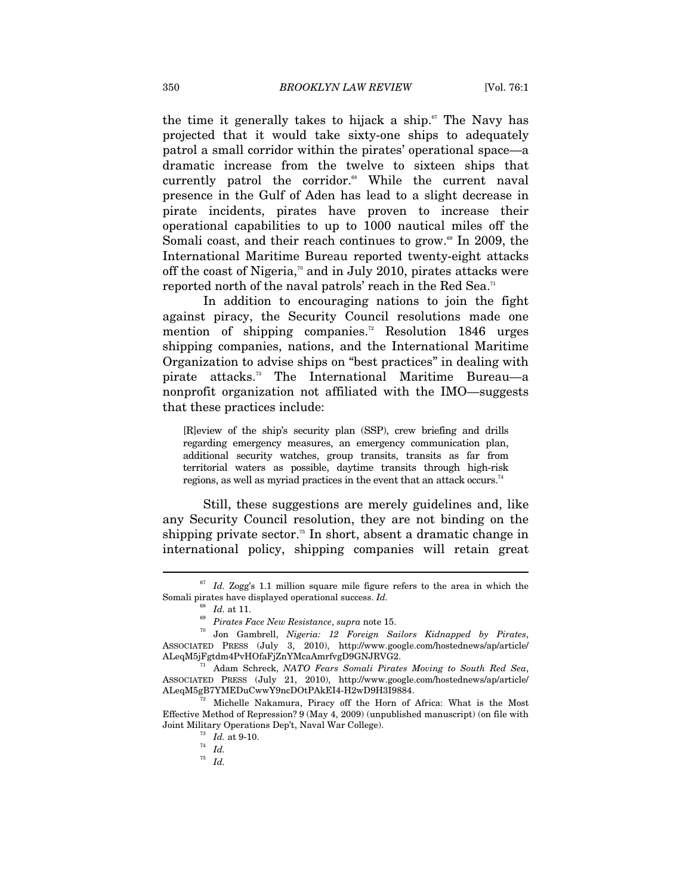the time it generally takes to hijack a ship.[67] The Navy has projected that it would take sixty-one ships to adequately patrol a small corridor within the pirates' operational space—a dramatic increase from the twelve to sixteen ships that currently patrol the corridor.[68] While the current naval presence in the Gulf of Aden has lead to a slight decrease in pirate incidents, pirates have proven to increase their operational capabilities to up to 1000 nautical miles off the Somali coast, and their reach continues to grow.[69] In 2009, the International Maritime Bureau reported twenty-eight attacks off the coast of Nigeria,[70] and in July 2010, pirates attacks were reported north of the naval patrols' reach in the Red Sea.[71]

In addition to encouraging nations to join the fight against piracy, the Security Council resolutions made one mention of shipping companies.[72] Resolution 1846 urges shipping companies, nations, and the International Maritime Organization to advise ships on "best practices" in dealing with pirate attacks.[73] The International Maritime Bureau—a nonprofit organization not affiliated with the IMO—suggests that these practices include:

> [R]eview of the ship's security plan (SSP), crew briefing and drills regarding emergency measures, an emergency communication plan, additional security watches, group transits, transits as far from territorial waters as possible, daytime transits through high-risk regions, as well as myriad practices in the event that an attack occurs.[74]

Still, these suggestions are merely guidelines and, like any Security Council resolution, they are not binding on the shipping private sector.[75] In short, absent a dramatic change in international policy, shipping companies will retain great

---

[67] *Id.* Zogg's 1.1 million square mile figure refers to the area in which the Somali pirates have displayed operational success. *Id.*

[68] *Id.* at 11.

[69] *Pirates Face New Resistance*, *supra* note 15.

[70] Jon Gambrell, *Nigeria: 12 Foreign Sailors Kidnapped by Pirates*, ASSOCIATED PRESS (July 3, 2010), http://www.google.com/hostednews/ap/article/ALeqM5jFgtdm4PvHOfaFjZnYMcaAmrfvgD9GNJRVG2.

[71] Adam Schreck, *NATO Fears Somali Pirates Moving to South Red Sea*, ASSOCIATED PRESS (July 21, 2010), http://www.google.com/hostednews/ap/article/ALeqM5gB7YMEDuCwwY9ncDOtPAkEI4-H2wD9H3I9884.

[72] Michelle Nakamura, Piracy off the Horn of Africa: What is the Most Effective Method of Repression? 9 (May 4, 2009) (unpublished manuscript) (on file with Joint Military Operations Dep't, Naval War College).

[73] *Id.* at 9-10.

[74] *Id.*

[75] *Id.*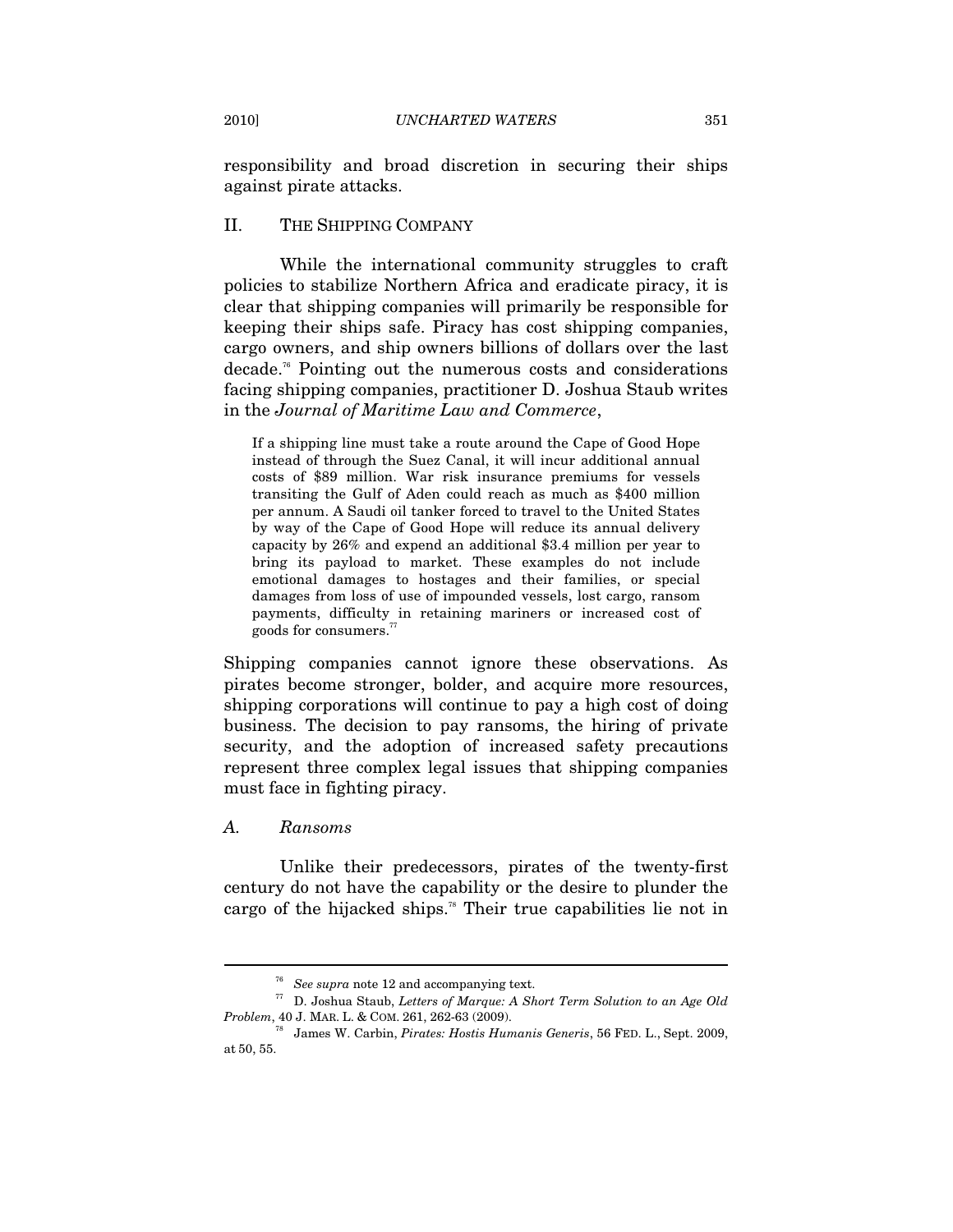responsibility and broad discretion in securing their ships against pirate attacks.

## II. THE SHIPPING COMPANY

While the international community struggles to craft policies to stabilize Northern Africa and eradicate piracy, it is clear that shipping companies will primarily be responsible for keeping their ships safe. Piracy has cost shipping companies, cargo owners, and ship owners billions of dollars over the last decade.[76] Pointing out the numerous costs and considerations facing shipping companies, practitioner D. Joshua Staub writes in the *Journal of Maritime Law and Commerce*,

> If a shipping line must take a route around the Cape of Good Hope instead of through the Suez Canal, it will incur additional annual costs of $89 million. War risk insurance premiums for vessels transiting the Gulf of Aden could reach as much as $400 million per annum. A Saudi oil tanker forced to travel to the United States by way of the Cape of Good Hope will reduce its annual delivery capacity by 26% and expend an additional $3.4 million per year to bring its payload to market. These examples do not include emotional damages to hostages and their families, or special damages from loss of use of impounded vessels, lost cargo, ransom payments, difficulty in retaining mariners or increased cost of goods for consumers.[77]

Shipping companies cannot ignore these observations. As pirates become stronger, bolder, and acquire more resources, shipping corporations will continue to pay a high cost of doing business. The decision to pay ransoms, the hiring of private security, and the adoption of increased safety precautions represent three complex legal issues that shipping companies must face in fighting piracy.

### *A. Ransoms*

Unlike their predecessors, pirates of the twenty-first century do not have the capability or the desire to plunder the cargo of the hijacked ships.[78] Their true capabilities lie not in

---

[76] *See supra* note 12 and accompanying text.

[77] D. Joshua Staub, *Letters of Marque: A Short Term Solution to an Age Old Problem*, 40 J. MAR. L. & COM. 261, 262-63 (2009).

[78] James W. Carbin, *Pirates: Hostis Humanis Generis*, 56 FED. L., Sept. 2009, at 50, 55.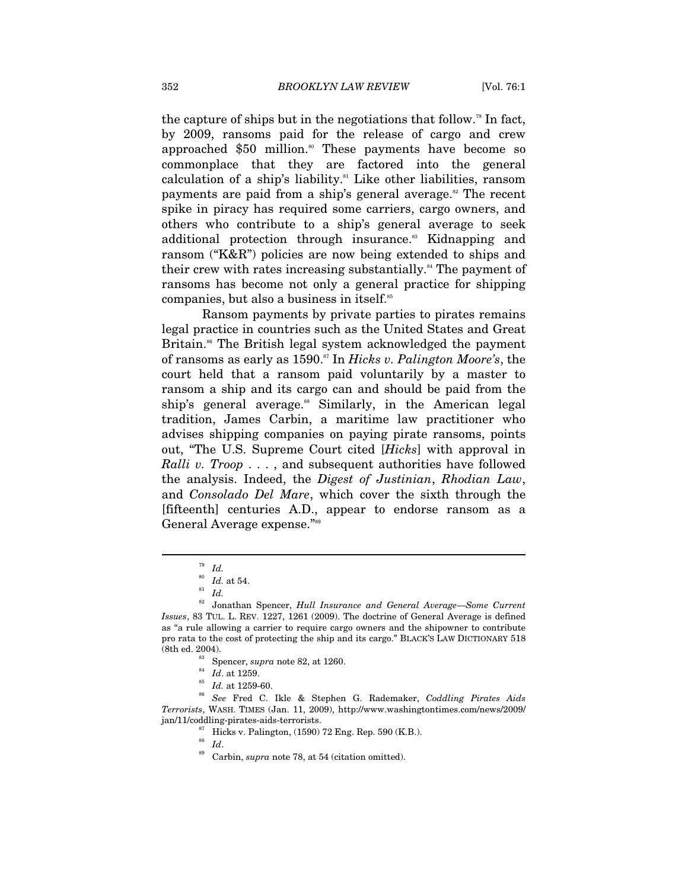the capture of ships but in the negotiations that follow.[79] In fact, by 2009, ransoms paid for the release of cargo and crew approached $50 million.[80] These payments have become so commonplace that they are factored into the general calculation of a ship's liability.[81] Like other liabilities, ransom payments are paid from a ship's general average.[82] The recent spike in piracy has required some carriers, cargo owners, and others who contribute to a ship's general average to seek additional protection through insurance.[83] Kidnapping and ransom ("K&R") policies are now being extended to ships and their crew with rates increasing substantially.[84] The payment of ransoms has become not only a general practice for shipping companies, but also a business in itself.[85]

Ransom payments by private parties to pirates remains legal practice in countries such as the United States and Great Britain.[86] The British legal system acknowledged the payment of ransoms as early as 1590.[87] In *Hicks v. Palington Moore's*, the court held that a ransom paid voluntarily by a master to ransom a ship and its cargo can and should be paid from the ship's general average.[88] Similarly, in the American legal tradition, James Carbin, a maritime law practitioner who advises shipping companies on paying pirate ransoms, points out, "The U.S. Supreme Court cited [*Hicks*] with approval in *Ralli v. Troop* . . . , and subsequent authorities have followed the analysis. Indeed, the *Digest of Justinian*, *Rhodian Law*, and *Consolado Del Mare*, which cover the sixth through the [fifteenth] centuries A.D., appear to endorse ransom as a General Average expense."[89]

---

[79] *Id.*

[80] *Id.* at 54.

[81] *Id.*

[82] Jonathan Spencer, *Hull Insurance and General Average—Some Current Issues*, 83 TUL. L. REV. 1227, 1261 (2009). The doctrine of General Average is defined as "a rule allowing a carrier to require cargo owners and the shipowner to contribute pro rata to the cost of protecting the ship and its cargo." BLACK'S LAW DICTIONARY 518 (8th ed. 2004).

[83] Spencer, *supra* note 82, at 1260.

[84] *Id*. at 1259.

[85] *Id.* at 1259-60.

[86] *See* Fred C. Ikle & Stephen G. Rademaker, *Coddling Pirates Aids Terrorists*, WASH. TIMES (Jan. 11, 2009), http://www.washingtontimes.com/news/2009/jan/11/coddling-pirates-aids-terrorists.

[87] Hicks v. Palington, (1590) 72 Eng. Rep. 590 (K.B.).

[88] *Id*.

[89] Carbin, *supra* note 78, at 54 (citation omitted).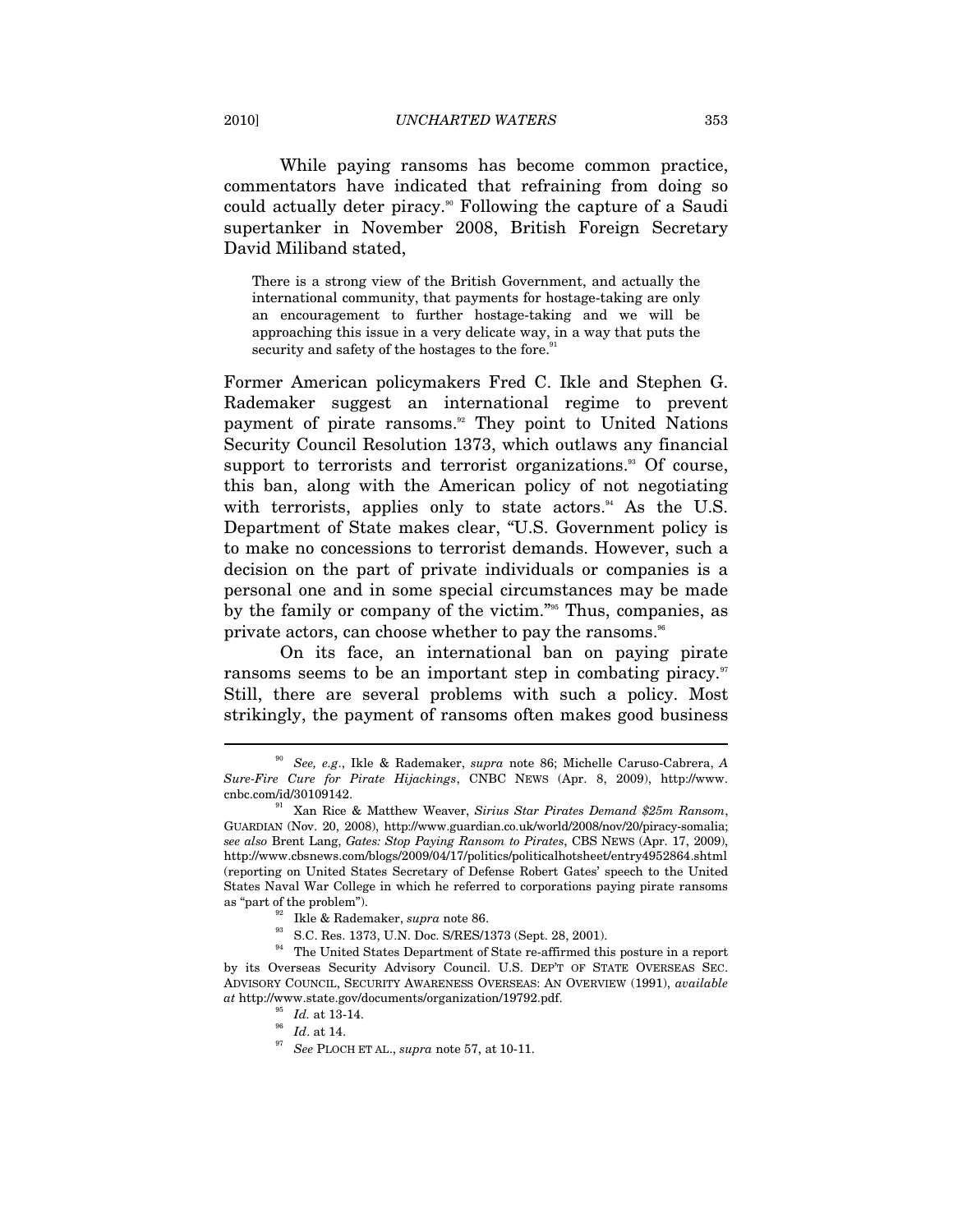While paying ransoms has become common practice, commentators have indicated that refraining from doing so could actually deter piracy.[90] Following the capture of a Saudi supertanker in November 2008, British Foreign Secretary David Miliband stated,

> There is a strong view of the British Government, and actually the international community, that payments for hostage-taking are only an encouragement to further hostage-taking and we will be approaching this issue in a very delicate way, in a way that puts the security and safety of the hostages to the fore.[91]

Former American policymakers Fred C. Ikle and Stephen G. Rademaker suggest an international regime to prevent payment of pirate ransoms.[92] They point to United Nations Security Council Resolution 1373, which outlaws any financial support to terrorists and terrorist organizations.[93] Of course, this ban, along with the American policy of not negotiating with terrorists, applies only to state actors.[94] As the U.S. Department of State makes clear, "U.S. Government policy is to make no concessions to terrorist demands. However, such a decision on the part of private individuals or companies is a personal one and in some special circumstances may be made by the family or company of the victim."[95] Thus, companies, as private actors, can choose whether to pay the ransoms.[96]

On its face, an international ban on paying pirate ransoms seems to be an important step in combating piracy.[97] Still, there are several problems with such a policy. Most strikingly, the payment of ransoms often makes good business

---

[90] *See, e.g.*, Ikle & Rademaker, *supra* note 86; Michelle Caruso-Cabrera, *A Sure-Fire Cure for Pirate Hijackings*, CNBC NEWS (Apr. 8, 2009), http://www.cnbc.com/id/30109142.

[91] Xan Rice & Matthew Weaver, *Sirius Star Pirates Demand $25m Ransom*, GUARDIAN (Nov. 20, 2008), http://www.guardian.co.uk/world/2008/nov/20/piracy-somalia; *see also* Brent Lang, *Gates: Stop Paying Ransom to Pirates*, CBS NEWS (Apr. 17, 2009), http://www.cbsnews.com/blogs/2009/04/17/politics/politicalhotsheet/entry4952864.shtml (reporting on United States Secretary of Defense Robert Gates' speech to the United States Naval War College in which he referred to corporations paying pirate ransoms as "part of the problem").

[92] Ikle & Rademaker, *supra* note 86.

[93] S.C. Res. 1373, U.N. Doc. S/RES/1373 (Sept. 28, 2001).

[94] The United States Department of State re-affirmed this posture in a report by its Overseas Security Advisory Council. U.S. DEP'T OF STATE OVERSEAS SEC. ADVISORY COUNCIL, SECURITY AWARENESS OVERSEAS: AN OVERVIEW (1991), *available at* http://www.state.gov/documents/organization/19792.pdf.

[95] *Id.* at 13-14.

[96] *Id*. at 14.

[97] *See* PLOCH ET AL., *supra* note 57, at 10-11.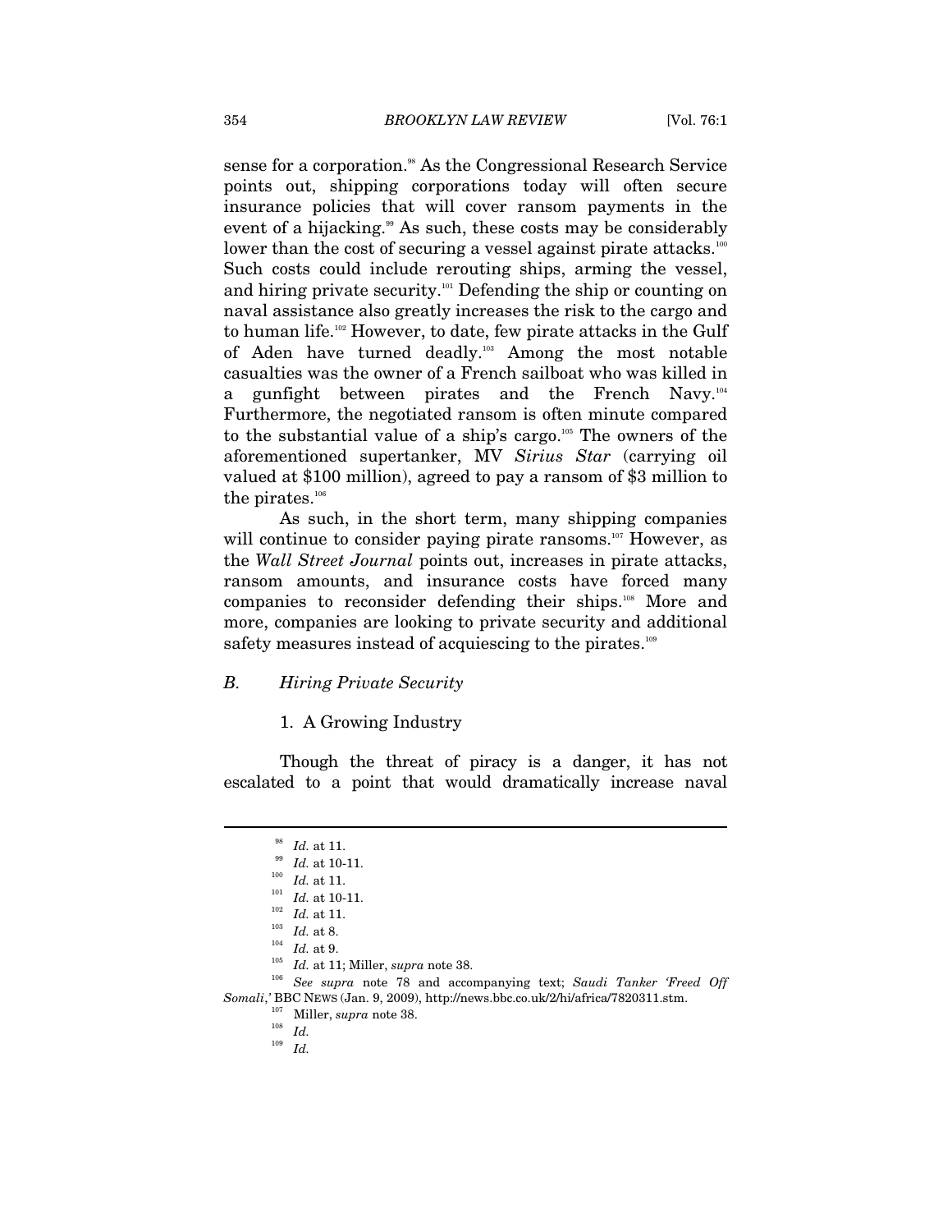sense for a corporation.[98] As the Congressional Research Service points out, shipping corporations today will often secure insurance policies that will cover ransom payments in the event of a hijacking.[99] As such, these costs may be considerably lower than the cost of securing a vessel against pirate attacks.[100] Such costs could include rerouting ships, arming the vessel, and hiring private security.[101] Defending the ship or counting on naval assistance also greatly increases the risk to the cargo and to human life.[102] However, to date, few pirate attacks in the Gulf of Aden have turned deadly.[103] Among the most notable casualties was the owner of a French sailboat who was killed in a gunfight between pirates and the French Navy.[104] Furthermore, the negotiated ransom is often minute compared to the substantial value of a ship's cargo.[105] The owners of the aforementioned supertanker, MV *Sirius Star* (carrying oil valued at $100 million), agreed to pay a ransom of $3 million to the pirates.[106]

As such, in the short term, many shipping companies will continue to consider paying pirate ransoms.[107] However, as the *Wall Street Journal* points out, increases in pirate attacks, ransom amounts, and insurance costs have forced many companies to reconsider defending their ships.[108] More and more, companies are looking to private security and additional safety measures instead of acquiescing to the pirates.[109]

### *B. Hiring Private Security*

#### 1. A Growing Industry

Though the threat of piracy is a danger, it has not escalated to a point that would dramatically increase naval

---

[98] *Id.* at 11.

[99] *Id.* at 10-11.

[100] *Id.* at 11.

[101] *Id.* at 10-11.

[102] *Id.* at 11.

[103] *Id.* at 8.

[104] *Id.* at 9.

[105] *Id.* at 11; Miller, *supra* note 38.

[106] *See supra* note 78 and accompanying text; *Saudi Tanker 'Freed Off Somali,'* BBC NEWS (Jan. 9, 2009), http://news.bbc.co.uk/2/hi/africa/7820311.stm.

[107] Miller, *supra* note 38.

[108] *Id.*

[109] *Id.*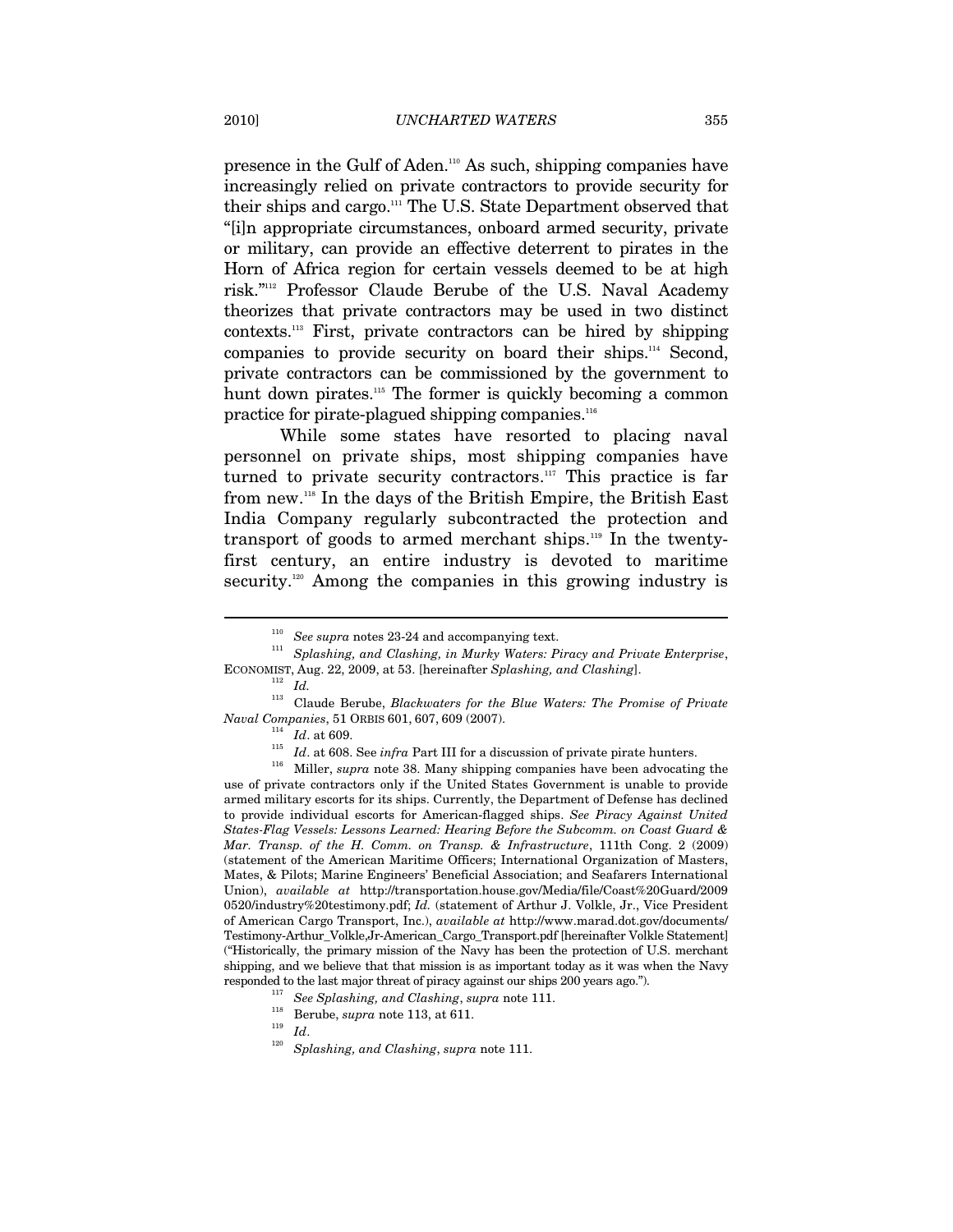presence in the Gulf of Aden.[110] As such, shipping companies have increasingly relied on private contractors to provide security for their ships and cargo.[111] The U.S. State Department observed that "[i]n appropriate circumstances, onboard armed security, private or military, can provide an effective deterrent to pirates in the Horn of Africa region for certain vessels deemed to be at high risk."[112] Professor Claude Berube of the U.S. Naval Academy theorizes that private contractors may be used in two distinct contexts.[113] First, private contractors can be hired by shipping companies to provide security on board their ships.[114] Second, private contractors can be commissioned by the government to hunt down pirates.[115] The former is quickly becoming a common practice for pirate-plagued shipping companies.[116]

While some states have resorted to placing naval personnel on private ships, most shipping companies have turned to private security contractors.[117] This practice is far from new.[118] In the days of the British Empire, the British East India Company regularly subcontracted the protection and transport of goods to armed merchant ships.[119] In the twenty-first century, an entire industry is devoted to maritime security.[120] Among the companies in this growing industry is

---

[110] *See supra* notes 23-24 and accompanying text.

[111] *Splashing, and Clashing, in Murky Waters: Piracy and Private Enterprise*, ECONOMIST, Aug. 22, 2009, at 53. [hereinafter *Splashing, and Clashing*].

[112] *Id.*

[113] Claude Berube, *Blackwaters for the Blue Waters: The Promise of Private Naval Companies*, 51 ORBIS 601, 607, 609 (2007).

[114] *Id*. at 609.

[115] *Id*. at 608. See *infra* Part III for a discussion of private pirate hunters.

[116] Miller, *supra* note 38. Many shipping companies have been advocating the use of private contractors only if the United States Government is unable to provide armed military escorts for its ships. Currently, the Department of Defense has declined to provide individual escorts for American-flagged ships. *See Piracy Against United States-Flag Vessels: Lessons Learned: Hearing Before the Subcomm. on Coast Guard & Mar. Transp. of the H. Comm. on Transp. & Infrastructure*, 111th Cong. 2 (2009) (statement of the American Maritime Officers; International Organization of Masters, Mates, & Pilots; Marine Engineers' Beneficial Association; and Seafarers International Union), *available at* http://transportation.house.gov/Media/file/Coast%20Guard/20090520/industry%20testimony.pdf; *Id.* (statement of Arthur J. Volkle, Jr., Vice President of American Cargo Transport, Inc.), *available at* http://www.marad.dot.gov/documents/Testimony-Arthur_Volkle,Jr-American_Cargo_Transport.pdf [hereinafter Volkle Statement] ("Historically, the primary mission of the Navy has been the protection of U.S. merchant shipping, and we believe that that mission is as important today as it was when the Navy responded to the last major threat of piracy against our ships 200 years ago.").

[117] *See Splashing, and Clashing*, *supra* note 111.

[118] Berube, *supra* note 113, at 611.

[119] *Id*.

[120] *Splashing, and Clashing*, *supra* note 111.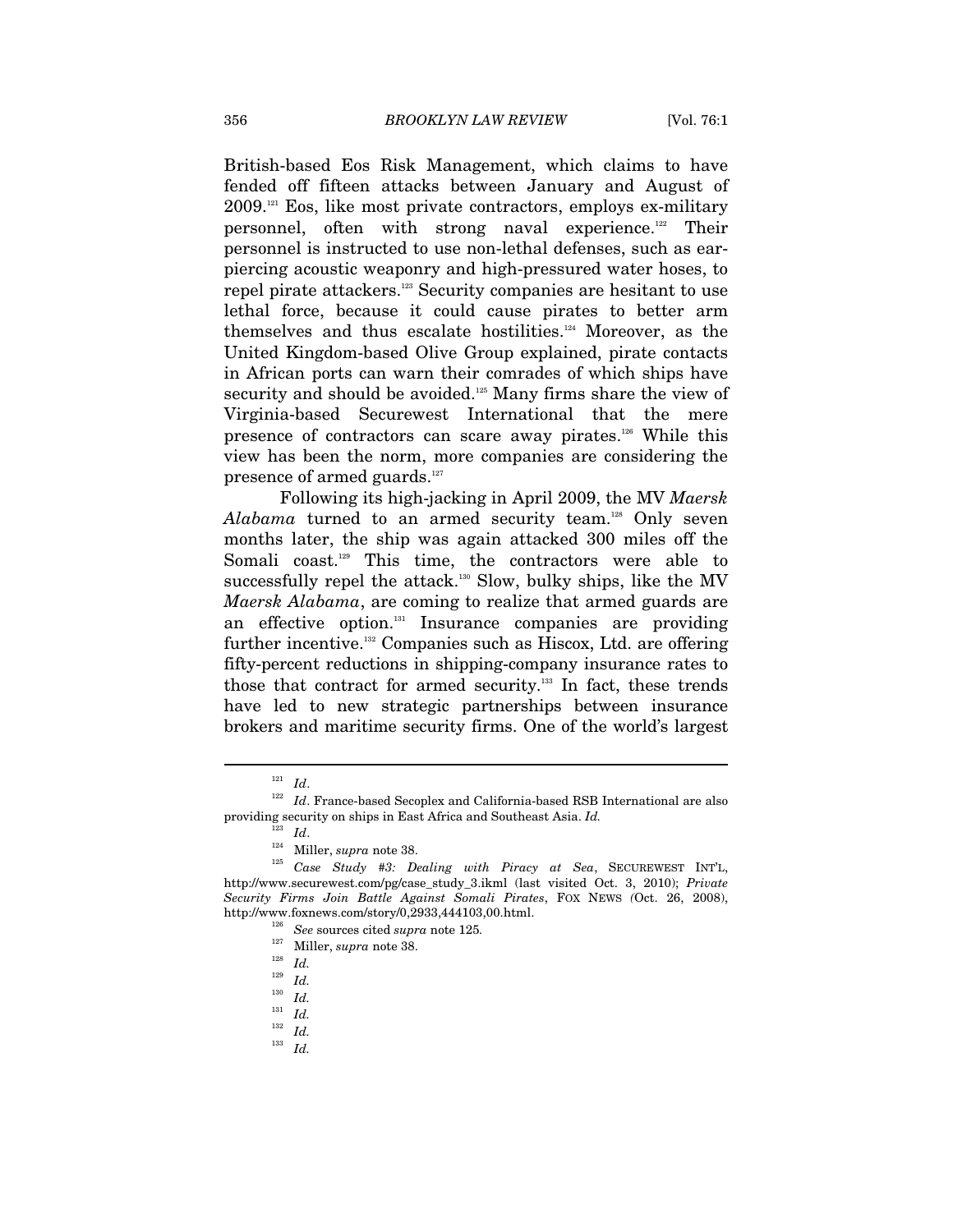British-based Eos Risk Management, which claims to have fended off fifteen attacks between January and August of 2009.[121] Eos, like most private contractors, employs ex-military personnel, often with strong naval experience.[122] Their personnel is instructed to use non-lethal defenses, such as ear-piercing acoustic weaponry and high-pressured water hoses, to repel pirate attackers.[123] Security companies are hesitant to use lethal force, because it could cause pirates to better arm themselves and thus escalate hostilities.[124] Moreover, as the United Kingdom-based Olive Group explained, pirate contacts in African ports can warn their comrades of which ships have security and should be avoided.[125] Many firms share the view of Virginia-based Securewest International that the mere presence of contractors can scare away pirates.[126] While this view has been the norm, more companies are considering the presence of armed guards.[127]

Following its high-jacking in April 2009, the MV *Maersk Alabama* turned to an armed security team.[128] Only seven months later, the ship was again attacked 300 miles off the Somali coast.[129] This time, the contractors were able to successfully repel the attack.[130] Slow, bulky ships, like the MV *Maersk Alabama*, are coming to realize that armed guards are an effective option.[131] Insurance companies are providing further incentive.[132] Companies such as Hiscox, Ltd. are offering fifty-percent reductions in shipping-company insurance rates to those that contract for armed security.[133] In fact, these trends have led to new strategic partnerships between insurance brokers and maritime security firms. One of the world's largest

---

[121] *Id*.

[122] *Id*. France-based Secoplex and California-based RSB International are also providing security on ships in East Africa and Southeast Asia. *Id.*

[123] *Id*.

[124] Miller, *supra* note 38.

[125] *Case Study #3: Dealing with Piracy at Sea*, SECUREWEST INT'L, http://www.securewest.com/pg/case_study_3.ikml (last visited Oct. 3, 2010); *Private Security Firms Join Battle Against Somali Pirates*, FOX NEWS (Oct. 26, 2008), http://www.foxnews.com/story/0,2933,444103,00.html.

[126] *See* sources cited *supra* note 125.

[127] Miller, *supra* note 38.

[128] *Id.*

[129] *Id.*

[130] *Id.*

[131] *Id.*

[132] *Id.*

[133] *Id.*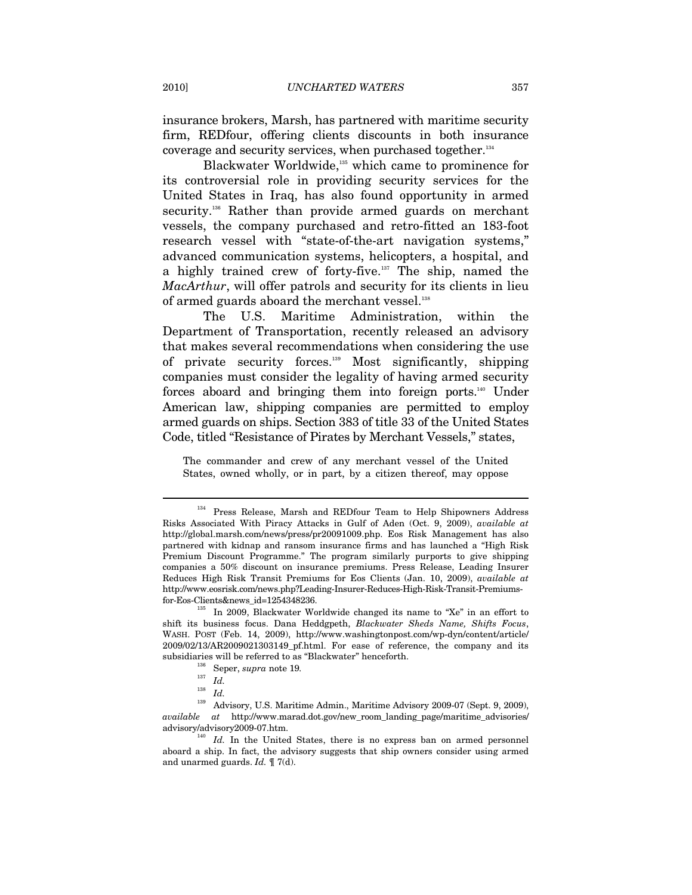insurance brokers, Marsh, has partnered with maritime security firm, REDfour, offering clients discounts in both insurance coverage and security services, when purchased together.[134]

Blackwater Worldwide,[135] which came to prominence for its controversial role in providing security services for the United States in Iraq, has also found opportunity in armed security.[136] Rather than provide armed guards on merchant vessels, the company purchased and retro-fitted an 183-foot research vessel with "state-of-the-art navigation systems," advanced communication systems, helicopters, a hospital, and a highly trained crew of forty-five.[137] The ship, named the *MacArthur*, will offer patrols and security for its clients in lieu of armed guards aboard the merchant vessel.[138]

The U.S. Maritime Administration, within the Department of Transportation, recently released an advisory that makes several recommendations when considering the use of private security forces.[139] Most significantly, shipping companies must consider the legality of having armed security forces aboard and bringing them into foreign ports.[140] Under American law, shipping companies are permitted to employ armed guards on ships. Section 383 of title 33 of the United States Code, titled "Resistance of Pirates by Merchant Vessels," states,

> The commander and crew of any merchant vessel of the United States, owned wholly, or in part, by a citizen thereof, may oppose

---

[134] Press Release, Marsh and REDfour Team to Help Shipowners Address Risks Associated With Piracy Attacks in Gulf of Aden (Oct. 9, 2009), *available at* http://global.marsh.com/news/press/pr20091009.php. Eos Risk Management has also partnered with kidnap and ransom insurance firms and has launched a "High Risk Premium Discount Programme." The program similarly purports to give shipping companies a 50% discount on insurance premiums. Press Release, Leading Insurer Reduces High Risk Transit Premiums for Eos Clients (Jan. 10, 2009), *available at* http://www.eosrisk.com/news.php?Leading-Insurer-Reduces-High-Risk-Transit-Premiums-for-Eos-Clients&news_id=1254348236.

[135] In 2009, Blackwater Worldwide changed its name to "Xe" in an effort to shift its business focus. Dana Heddgpeth, *Blackwater Sheds Name, Shifts Focus*, WASH. POST (Feb. 14, 2009), http://www.washingtonpost.com/wp-dyn/content/article/2009/02/13/AR2009021303149_pf.html. For ease of reference, the company and its subsidiaries will be referred to as "Blackwater" henceforth.

[136] Seper, *supra* note 19.

[137] *Id.*

[138] *Id.*

[139] Advisory, U.S. Maritime Admin., Maritime Advisory 2009-07 (Sept. 9, 2009), *available at* http://www.marad.dot.gov/new_room_landing_page/maritime_advisories/advisory/advisory2009-07.htm.

[140] *Id.* In the United States, there is no express ban on armed personnel aboard a ship. In fact, the advisory suggests that ship owners consider using armed and unarmed guards. *Id.* ¶ 7(d).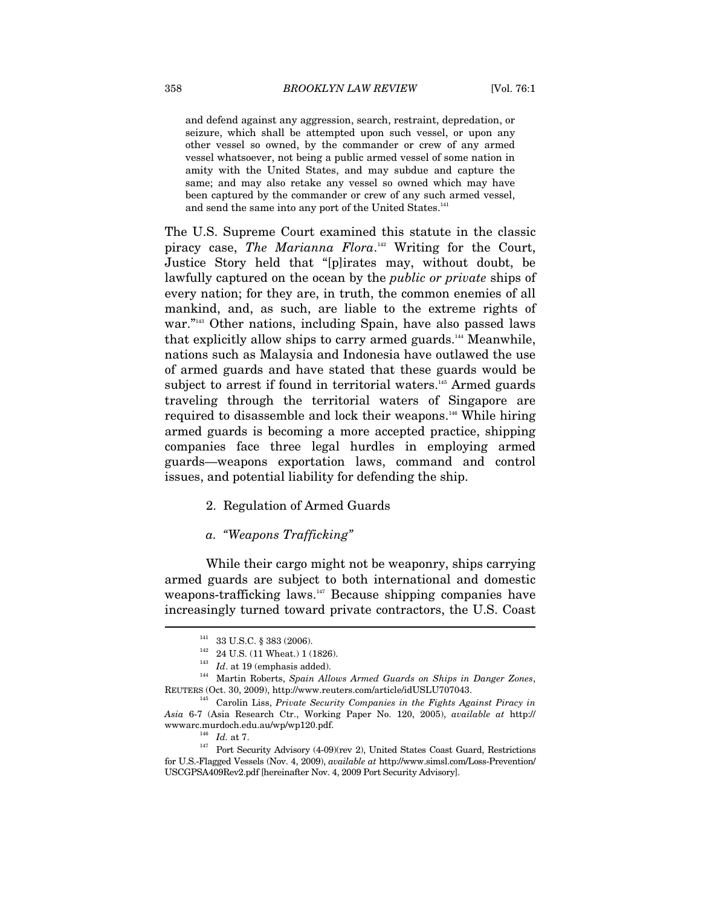> and defend against any aggression, search, restraint, depredation, or seizure, which shall be attempted upon such vessel, or upon any other vessel so owned, by the commander or crew of any armed vessel whatsoever, not being a public armed vessel of some nation in amity with the United States, and may subdue and capture the same; and may also retake any vessel so owned which may have been captured by the commander or crew of any such armed vessel, and send the same into any port of the United States.[141]

The U.S. Supreme Court examined this statute in the classic piracy case, *The Marianna Flora*.[142] Writing for the Court, Justice Story held that "[p]irates may, without doubt, be lawfully captured on the ocean by the *public or private* ships of every nation; for they are, in truth, the common enemies of all mankind, and, as such, are liable to the extreme rights of war."[143] Other nations, including Spain, have also passed laws that explicitly allow ships to carry armed guards.[144] Meanwhile, nations such as Malaysia and Indonesia have outlawed the use of armed guards and have stated that these guards would be subject to arrest if found in territorial waters.[145] Armed guards traveling through the territorial waters of Singapore are required to disassemble and lock their weapons.[146] While hiring armed guards is becoming a more accepted practice, shipping companies face three legal hurdles in employing armed guards—weapons exportation laws, command and control issues, and potential liability for defending the ship.

### 2. Regulation of Armed Guards

#### *a. "Weapons Trafficking"*

While their cargo might not be weaponry, ships carrying armed guards are subject to both international and domestic weapons-trafficking laws.[147] Because shipping companies have increasingly turned toward private contractors, the U.S. Coast

---

[141] 33 U.S.C. § 383 (2006).

[142] 24 U.S. (11 Wheat.) 1 (1826).

[143] *Id*. at 19 (emphasis added).

[144] Martin Roberts, *Spain Allows Armed Guards on Ships in Danger Zones*, REUTERS (Oct. 30, 2009), http://www.reuters.com/article/idUSLU707043.

[145] Carolin Liss, *Private Security Companies in the Fights Against Piracy in Asia* 6-7 (Asia Research Ctr., Working Paper No. 120, 2005), *available at* http://wwwarc.murdoch.edu.au/wp/wp120.pdf.

[146] *Id.* at 7.

[147] Port Security Advisory (4-09)(rev 2), United States Coast Guard, Restrictions for U.S.-Flagged Vessels (Nov. 4, 2009), *available at* http://www.simsl.com/Loss-Prevention/USCGPSA409Rev2.pdf [hereinafter Nov. 4, 2009 Port Security Advisory].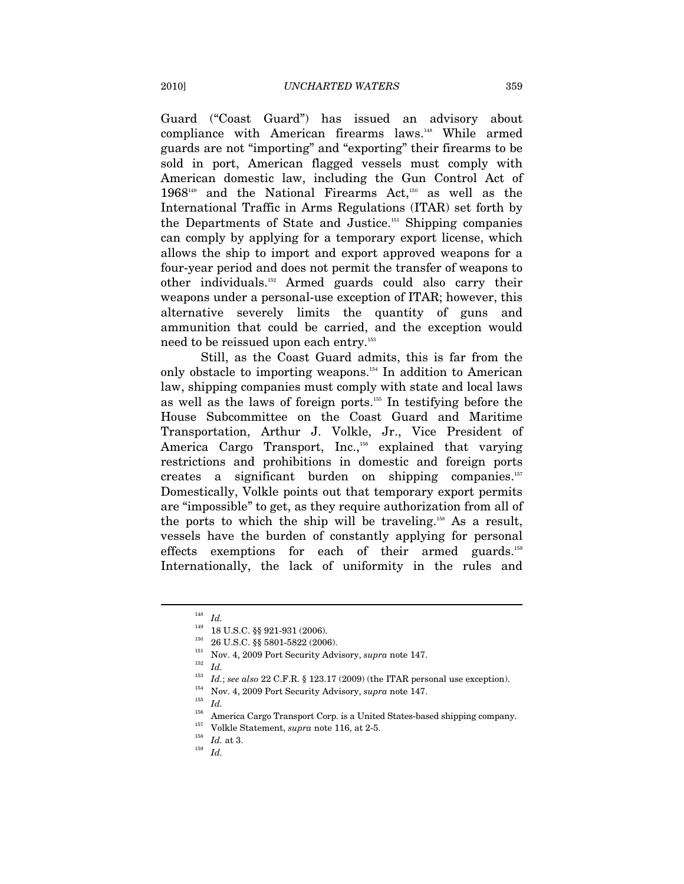Guard ("Coast Guard") has issued an advisory about compliance with American firearms laws.[148] While armed guards are not "importing" and "exporting" their firearms to be sold in port, American flagged vessels must comply with American domestic law, including the Gun Control Act of 1968[149] and the National Firearms Act,[150] as well as the International Traffic in Arms Regulations (ITAR) set forth by the Departments of State and Justice.[151] Shipping companies can comply by applying for a temporary export license, which allows the ship to import and export approved weapons for a four-year period and does not permit the transfer of weapons to other individuals.[152] Armed guards could also carry their weapons under a personal-use exception of ITAR; however, this alternative severely limits the quantity of guns and ammunition that could be carried, and the exception would need to be reissued upon each entry.[153]

Still, as the Coast Guard admits, this is far from the only obstacle to importing weapons.[154] In addition to American law, shipping companies must comply with state and local laws as well as the laws of foreign ports.[155] In testifying before the House Subcommittee on the Coast Guard and Maritime Transportation, Arthur J. Volkle, Jr., Vice President of America Cargo Transport, Inc.,[156] explained that varying restrictions and prohibitions in domestic and foreign ports creates a significant burden on shipping companies.[157] Domestically, Volkle points out that temporary export permits are "impossible" to get, as they require authorization from all of the ports to which the ship will be traveling.[158] As a result, vessels have the burden of constantly applying for personal effects exemptions for each of their armed guards.[159] Internationally, the lack of uniformity in the rules and

---

[148] *Id.*

[149] 18 U.S.C. §§ 921-931 (2006).

[150] 26 U.S.C. §§ 5801-5822 (2006).

[151] Nov. 4, 2009 Port Security Advisory, *supra* note 147.

[152] *Id.*

[153] *Id.*; *see also* 22 C.F.R. § 123.17 (2009) (the ITAR personal use exception).

[154] Nov. 4, 2009 Port Security Advisory, *supra* note 147.

[155] *Id.*

[156] America Cargo Transport Corp. is a United States-based shipping company.

[157] Volkle Statement, *supra* note 116, at 2-5.

[158] *Id.* at 3.

[159] *Id.*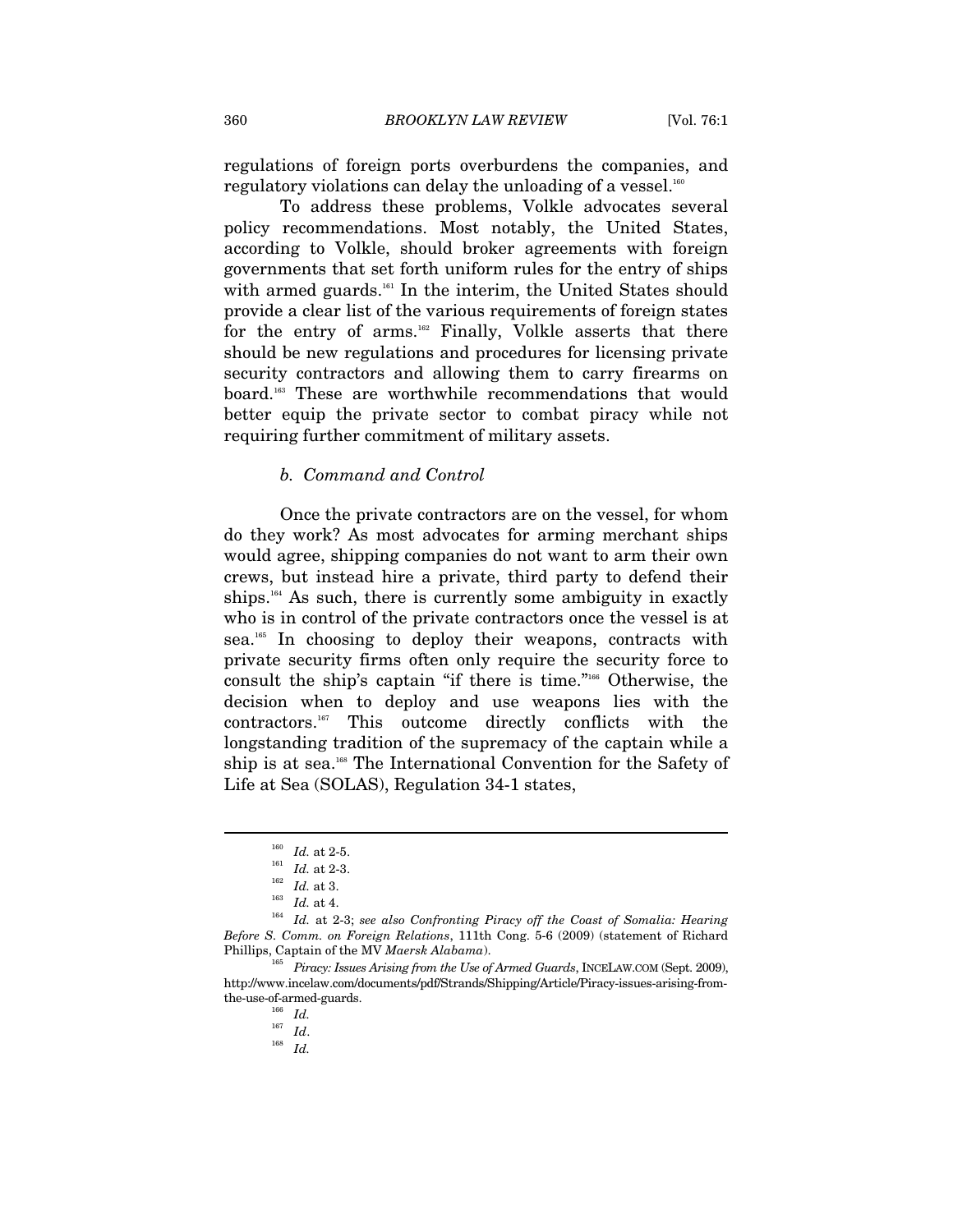regulations of foreign ports overburdens the companies, and regulatory violations can delay the unloading of a vessel.[160]

To address these problems, Volkle advocates several policy recommendations. Most notably, the United States, according to Volkle, should broker agreements with foreign governments that set forth uniform rules for the entry of ships with armed guards.[161] In the interim, the United States should provide a clear list of the various requirements of foreign states for the entry of arms.[162] Finally, Volkle asserts that there should be new regulations and procedures for licensing private security contractors and allowing them to carry firearms on board.[163] These are worthwhile recommendations that would better equip the private sector to combat piracy while not requiring further commitment of military assets.

#### *b. Command and Control*

Once the private contractors are on the vessel, for whom do they work? As most advocates for arming merchant ships would agree, shipping companies do not want to arm their own crews, but instead hire a private, third party to defend their ships.[164] As such, there is currently some ambiguity in exactly who is in control of the private contractors once the vessel is at sea.[165] In choosing to deploy their weapons, contracts with private security firms often only require the security force to consult the ship's captain "if there is time."[166] Otherwise, the decision when to deploy and use weapons lies with the contractors.[167] This outcome directly conflicts with the longstanding tradition of the supremacy of the captain while a ship is at sea.[168] The International Convention for the Safety of Life at Sea (SOLAS), Regulation 34-1 states,

---

[160] *Id.* at 2-5.

[161] *Id.* at 2-3.

[162] *Id.* at 3.

[163] *Id.* at 4.

[164] *Id.* at 2-3; *see also Confronting Piracy off the Coast of Somalia: Hearing Before S. Comm. on Foreign Relations*, 111th Cong. 5-6 (2009) (statement of Richard Phillips, Captain of the MV *Maersk Alabama*).

[165] *Piracy: Issues Arising from the Use of Armed Guards*, INCELAW.COM (Sept. 2009), http://www.incelaw.com/documents/pdf/Strands/Shipping/Article/Piracy-issues-arising-from-the-use-of-armed-guards.

[166] *Id.*

[167] *Id*.

[168] *Id.*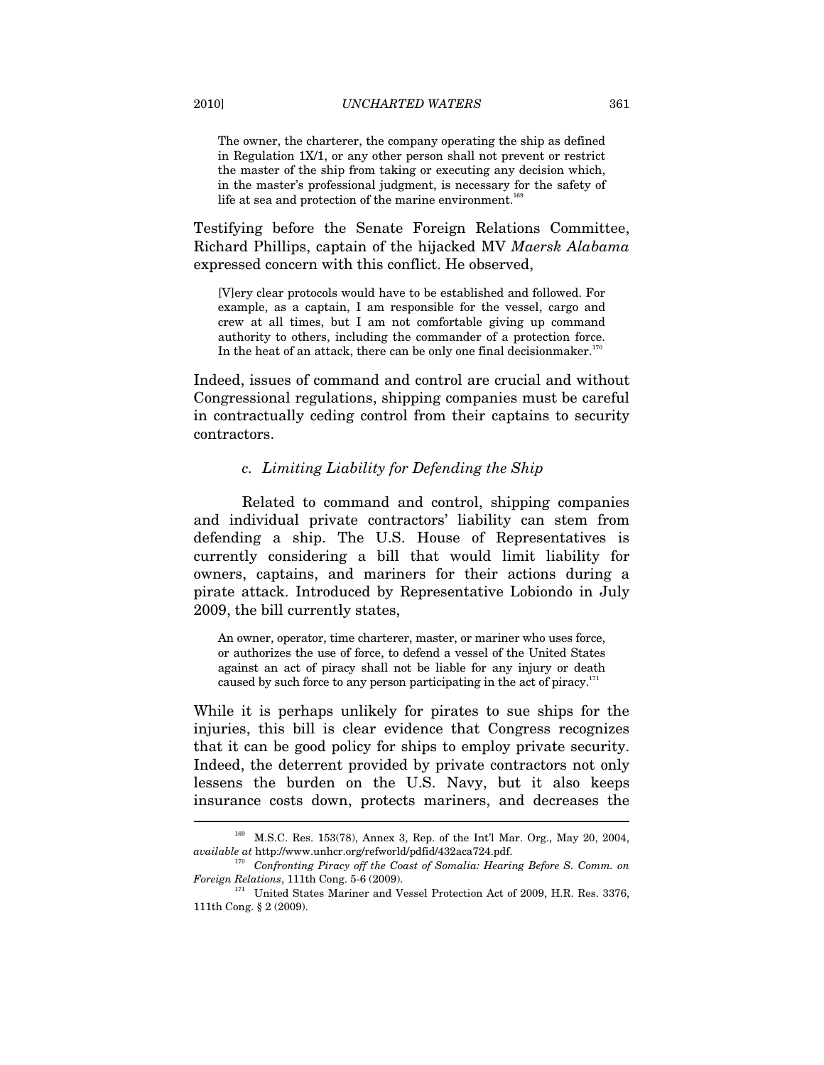> The owner, the charterer, the company operating the ship as defined in Regulation 1X/1, or any other person shall not prevent or restrict the master of the ship from taking or executing any decision which, in the master's professional judgment, is necessary for the safety of life at sea and protection of the marine environment.[169]

Testifying before the Senate Foreign Relations Committee, Richard Phillips, captain of the hijacked MV *Maersk Alabama* expressed concern with this conflict. He observed,

> [V]ery clear protocols would have to be established and followed. For example, as a captain, I am responsible for the vessel, cargo and crew at all times, but I am not comfortable giving up command authority to others, including the commander of a protection force. In the heat of an attack, there can be only one final decisionmaker.[170]

Indeed, issues of command and control are crucial and without Congressional regulations, shipping companies must be careful in contractually ceding control from their captains to security contractors.

### *c. Limiting Liability for Defending the Ship*

Related to command and control, shipping companies and individual private contractors' liability can stem from defending a ship. The U.S. House of Representatives is currently considering a bill that would limit liability for owners, captains, and mariners for their actions during a pirate attack. Introduced by Representative Lobiondo in July 2009, the bill currently states,

> An owner, operator, time charterer, master, or mariner who uses force, or authorizes the use of force, to defend a vessel of the United States against an act of piracy shall not be liable for any injury or death caused by such force to any person participating in the act of piracy.[171]

While it is perhaps unlikely for pirates to sue ships for the injuries, this bill is clear evidence that Congress recognizes that it can be good policy for ships to employ private security. Indeed, the deterrent provided by private contractors not only lessens the burden on the U.S. Navy, but it also keeps insurance costs down, protects mariners, and decreases the

---

[169] M.S.C. Res. 153(78), Annex 3, Rep. of the Int'l Mar. Org., May 20, 2004, *available at* http://www.unhcr.org/refworld/pdfid/432aca724.pdf.

[170] *Confronting Piracy off the Coast of Somalia: Hearing Before S. Comm. on Foreign Relations*, 111th Cong. 5-6 (2009).

[171] United States Mariner and Vessel Protection Act of 2009, H.R. Res. 3376, 111th Cong. § 2 (2009).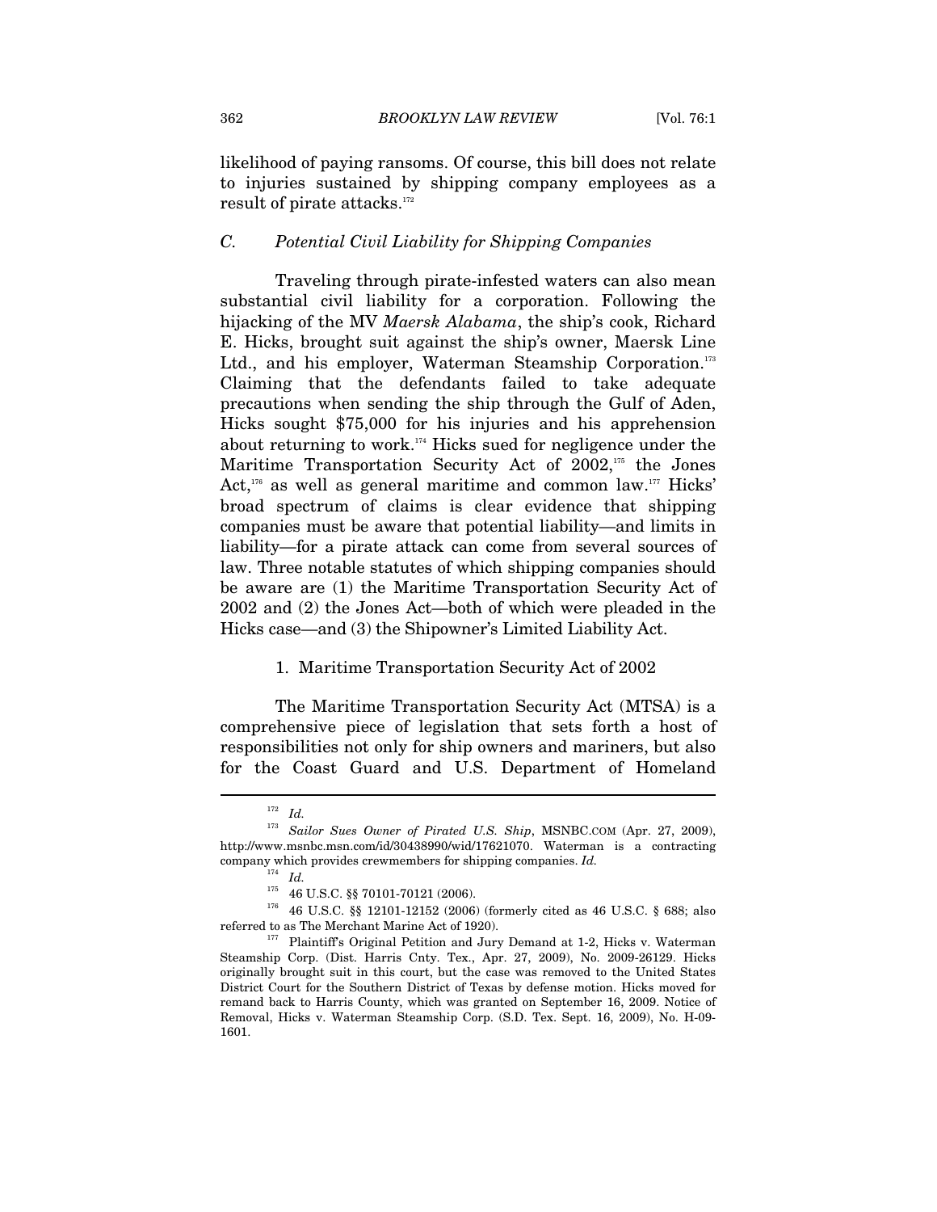likelihood of paying ransoms. Of course, this bill does not relate to injuries sustained by shipping company employees as a result of pirate attacks.[172]

### *C. Potential Civil Liability for Shipping Companies*

Traveling through pirate-infested waters can also mean substantial civil liability for a corporation. Following the hijacking of the MV *Maersk Alabama*, the ship's cook, Richard E. Hicks, brought suit against the ship's owner, Maersk Line Ltd., and his employer, Waterman Steamship Corporation.[173] Claiming that the defendants failed to take adequate precautions when sending the ship through the Gulf of Aden, Hicks sought $75,000 for his injuries and his apprehension about returning to work.[174] Hicks sued for negligence under the Maritime Transportation Security Act of 2002,[175] the Jones Act,[176] as well as general maritime and common law.[177] Hicks' broad spectrum of claims is clear evidence that shipping companies must be aware that potential liability—and limits in liability—for a pirate attack can come from several sources of law. Three notable statutes of which shipping companies should be aware are (1) the Maritime Transportation Security Act of 2002 and (2) the Jones Act—both of which were pleaded in the Hicks case—and (3) the Shipowner's Limited Liability Act.

#### 1. Maritime Transportation Security Act of 2002

The Maritime Transportation Security Act (MTSA) is a comprehensive piece of legislation that sets forth a host of responsibilities not only for ship owners and mariners, but also for the Coast Guard and U.S. Department of Homeland

---

[172] *Id.*

[173] *Sailor Sues Owner of Pirated U.S. Ship*, MSNBC.COM (Apr. 27, 2009), http://www.msnbc.msn.com/id/30438990/wid/17621070. Waterman is a contracting company which provides crewmembers for shipping companies. *Id.*

[174] *Id.*

[175] 46 U.S.C. §§ 70101-70121 (2006).

[176] 46 U.S.C. §§ 12101-12152 (2006) (formerly cited as 46 U.S.C. § 688; also referred to as The Merchant Marine Act of 1920).

[177] Plaintiff's Original Petition and Jury Demand at 1-2, Hicks v. Waterman Steamship Corp. (Dist. Harris Cnty. Tex., Apr. 27, 2009), No. 2009-26129. Hicks originally brought suit in this court, but the case was removed to the United States District Court for the Southern District of Texas by defense motion. Hicks moved for remand back to Harris County, which was granted on September 16, 2009. Notice of Removal, Hicks v. Waterman Steamship Corp. (S.D. Tex. Sept. 16, 2009), No. H-09-1601.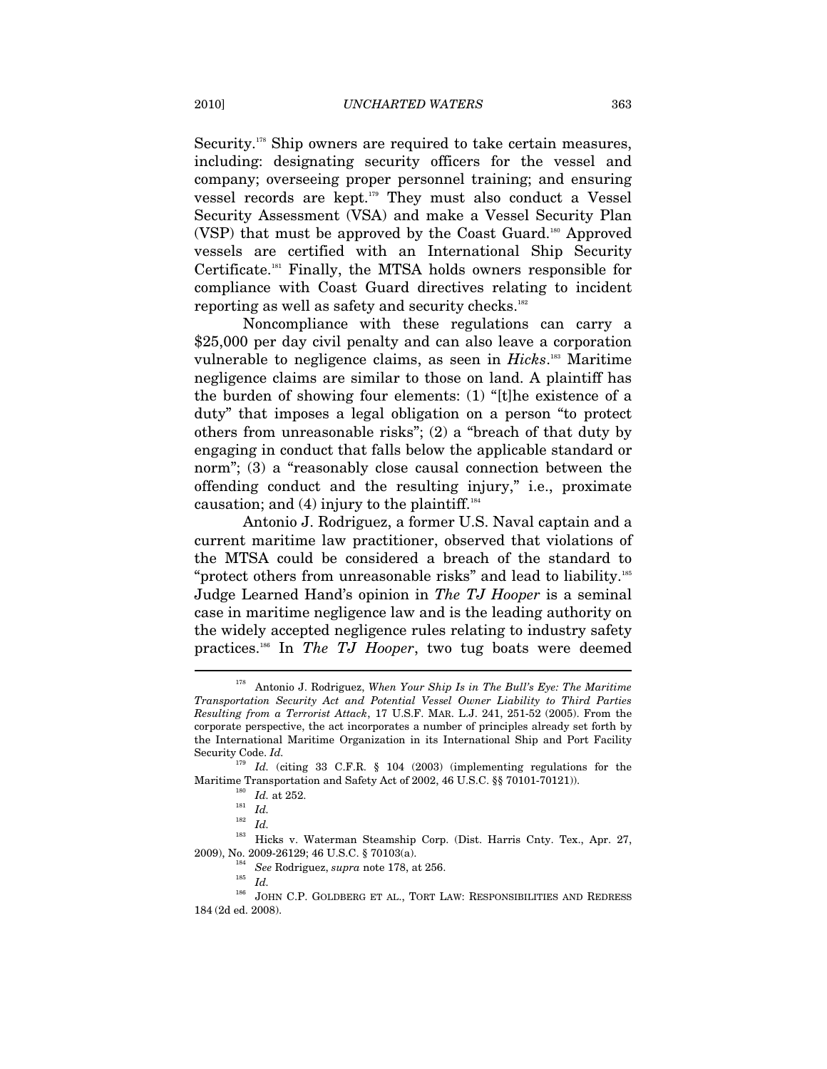Security.[178] Ship owners are required to take certain measures, including: designating security officers for the vessel and company; overseeing proper personnel training; and ensuring vessel records are kept.[179] They must also conduct a Vessel Security Assessment (VSA) and make a Vessel Security Plan (VSP) that must be approved by the Coast Guard.[180] Approved vessels are certified with an International Ship Security Certificate.[181] Finally, the MTSA holds owners responsible for compliance with Coast Guard directives relating to incident reporting as well as safety and security checks.[182]

Noncompliance with these regulations can carry a $25,000 per day civil penalty and can also leave a corporation vulnerable to negligence claims, as seen in *Hicks*.[183] Maritime negligence claims are similar to those on land. A plaintiff has the burden of showing four elements: (1) "[t]he existence of a duty" that imposes a legal obligation on a person "to protect others from unreasonable risks"; (2) a "breach of that duty by engaging in conduct that falls below the applicable standard or norm"; (3) a "reasonably close causal connection between the offending conduct and the resulting injury," i.e., proximate causation; and (4) injury to the plaintiff.[184]

Antonio J. Rodriguez, a former U.S. Naval captain and a current maritime law practitioner, observed that violations of the MTSA could be considered a breach of the standard to "protect others from unreasonable risks" and lead to liability.[185] Judge Learned Hand's opinion in *The TJ Hooper* is a seminal case in maritime negligence law and is the leading authority on the widely accepted negligence rules relating to industry safety practices.[186] In *The TJ Hooper*, two tug boats were deemed

---

[178] Antonio J. Rodriguez, *When Your Ship Is in The Bull's Eye: The Maritime Transportation Security Act and Potential Vessel Owner Liability to Third Parties Resulting from a Terrorist Attack*, 17 U.S.F. MAR. L.J. 241, 251-52 (2005). From the corporate perspective, the act incorporates a number of principles already set forth by the International Maritime Organization in its International Ship and Port Facility Security Code. *Id.*

[179] *Id.* (citing 33 C.F.R. § 104 (2003) (implementing regulations for the Maritime Transportation and Safety Act of 2002, 46 U.S.C. §§ 70101-70121)).

[180] *Id.* at 252.

[181] *Id.*

[182] *Id.*

[183] Hicks v. Waterman Steamship Corp. (Dist. Harris Cnty. Tex., Apr. 27, 2009), No. 2009-26129; 46 U.S.C. § 70103(a).

[184] *See* Rodriguez, *supra* note 178, at 256.

[185] *Id.*

[186] JOHN C.P. GOLDBERG ET AL., TORT LAW: RESPONSIBILITIES AND REDRESS 184 (2d ed. 2008).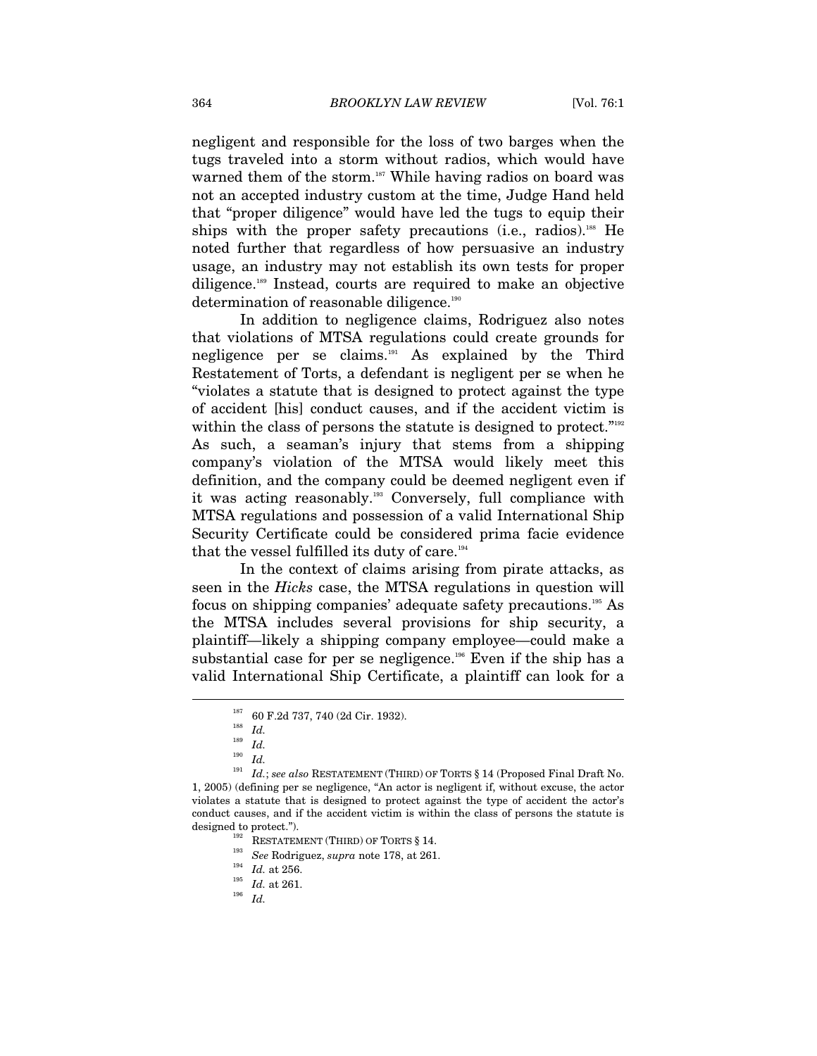negligent and responsible for the loss of two barges when the tugs traveled into a storm without radios, which would have warned them of the storm.[187] While having radios on board was not an accepted industry custom at the time, Judge Hand held that "proper diligence" would have led the tugs to equip their ships with the proper safety precautions (i.e., radios).[188] He noted further that regardless of how persuasive an industry usage, an industry may not establish its own tests for proper diligence.[189] Instead, courts are required to make an objective determination of reasonable diligence.[190]

In addition to negligence claims, Rodriguez also notes that violations of MTSA regulations could create grounds for negligence per se claims.[191] As explained by the Third Restatement of Torts, a defendant is negligent per se when he "violates a statute that is designed to protect against the type of accident [his] conduct causes, and if the accident victim is within the class of persons the statute is designed to protect."[192] As such, a seaman's injury that stems from a shipping company's violation of the MTSA would likely meet this definition, and the company could be deemed negligent even if it was acting reasonably.[193] Conversely, full compliance with MTSA regulations and possession of a valid International Ship Security Certificate could be considered prima facie evidence that the vessel fulfilled its duty of care.[194]

In the context of claims arising from pirate attacks, as seen in the *Hicks* case, the MTSA regulations in question will focus on shipping companies' adequate safety precautions.[195] As the MTSA includes several provisions for ship security, a plaintiff—likely a shipping company employee—could make a substantial case for per se negligence.[196] Even if the ship has a valid International Ship Certificate, a plaintiff can look for a

---

[187] 60 F.2d 737, 740 (2d Cir. 1932).

[188] *Id.*

[189] *Id.*

[190] *Id.*

[191] *Id.*; *see also* RESTATEMENT (THIRD) OF TORTS § 14 (Proposed Final Draft No. 1, 2005) (defining per se negligence, "An actor is negligent if, without excuse, the actor violates a statute that is designed to protect against the type of accident the actor's conduct causes, and if the accident victim is within the class of persons the statute is designed to protect.").

[192] RESTATEMENT (THIRD) OF TORTS § 14.

[193] *See* Rodriguez, *supra* note 178, at 261.

[194] *Id.* at 256.

[195] *Id.* at 261.

[196] *Id.*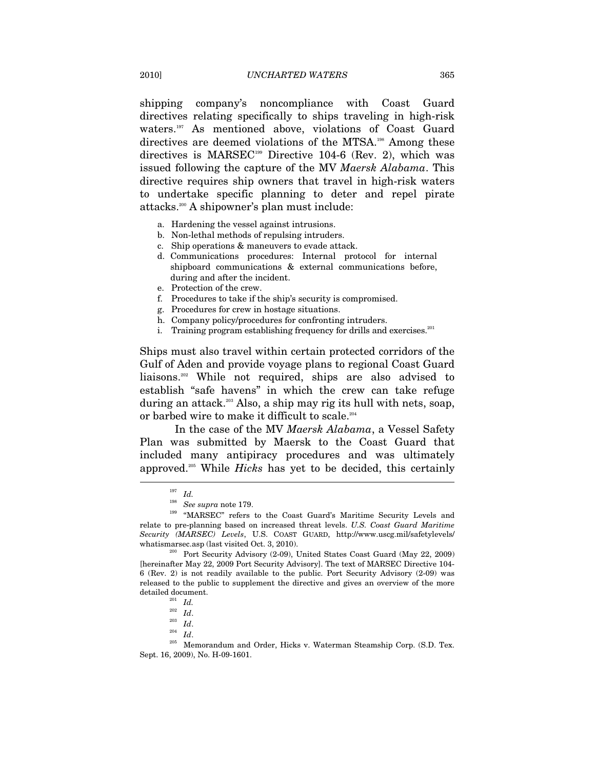shipping company's noncompliance with Coast Guard directives relating specifically to ships traveling in high-risk waters.[197] As mentioned above, violations of Coast Guard directives are deemed violations of the MTSA.[198] Among these directives is MARSEC[199] Directive 104-6 (Rev. 2), which was issued following the capture of the MV *Maersk Alabama*. This directive requires ship owners that travel in high-risk waters to undertake specific planning to deter and repel pirate attacks.[200] A shipowner's plan must include:

a. Hardening the vessel against intrusions.
b. Non-lethal methods of repulsing intruders.
c. Ship operations & maneuvers to evade attack.
d. Communications procedures: Internal protocol for internal shipboard communications & external communications before, during and after the incident.
e. Protection of the crew.
f. Procedures to take if the ship's security is compromised.
g. Procedures for crew in hostage situations.
h. Company policy/procedures for confronting intruders.
i. Training program establishing frequency for drills and exercises.[201]

Ships must also travel within certain protected corridors of the Gulf of Aden and provide voyage plans to regional Coast Guard liaisons.[202] While not required, ships are also advised to establish "safe havens" in which the crew can take refuge during an attack.[203] Also, a ship may rig its hull with nets, soap, or barbed wire to make it difficult to scale.[204]

In the case of the MV *Maersk Alabama*, a Vessel Safety Plan was submitted by Maersk to the Coast Guard that included many antipiracy procedures and was ultimately approved.[205] While *Hicks* has yet to be decided, this certainly

---

[197] *Id.*

[198] *See supra* note 179.

[199] "MARSEC" refers to the Coast Guard's Maritime Security Levels and relate to pre-planning based on increased threat levels. *U.S. Coast Guard Maritime Security (MARSEC) Levels*, U.S. COAST GUARD, http://www.uscg.mil/safetylevels/whatismarsec.asp (last visited Oct. 3, 2010).

[200] Port Security Advisory (2-09), United States Coast Guard (May 22, 2009) [hereinafter May 22, 2009 Port Security Advisory]. The text of MARSEC Directive 104-6 (Rev. 2) is not readily available to the public. Port Security Advisory (2-09) was released to the public to supplement the directive and gives an overview of the more detailed document.

[201] *Id.*

[202] *Id*.

[203] *Id*.

[204] *Id*.

[205] Memorandum and Order, Hicks v. Waterman Steamship Corp. (S.D. Tex. Sept. 16, 2009), No. H-09-1601.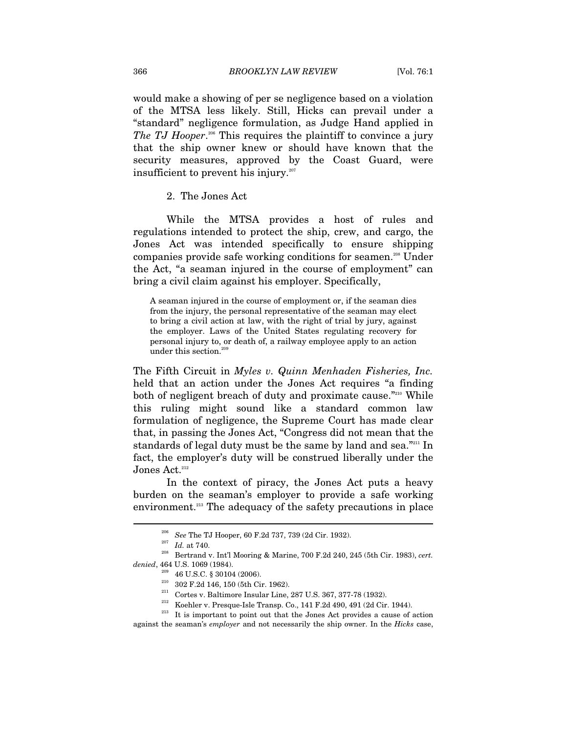would make a showing of per se negligence based on a violation of the MTSA less likely. Still, Hicks can prevail under a "standard" negligence formulation, as Judge Hand applied in *The TJ Hooper*.[206] This requires the plaintiff to convince a jury that the ship owner knew or should have known that the security measures, approved by the Coast Guard, were insufficient to prevent his injury.[207]

### 2. The Jones Act

While the MTSA provides a host of rules and regulations intended to protect the ship, crew, and cargo, the Jones Act was intended specifically to ensure shipping companies provide safe working conditions for seamen.[208] Under the Act, "a seaman injured in the course of employment" can bring a civil claim against his employer. Specifically,

> A seaman injured in the course of employment or, if the seaman dies from the injury, the personal representative of the seaman may elect to bring a civil action at law, with the right of trial by jury, against the employer. Laws of the United States regulating recovery for personal injury to, or death of, a railway employee apply to an action under this section.[209]

The Fifth Circuit in *Myles v. Quinn Menhaden Fisheries, Inc.* held that an action under the Jones Act requires "a finding both of negligent breach of duty and proximate cause."[210] While this ruling might sound like a standard common law formulation of negligence, the Supreme Court has made clear that, in passing the Jones Act, "Congress did not mean that the standards of legal duty must be the same by land and sea."[211] In fact, the employer's duty will be construed liberally under the Jones Act.[212]

In the context of piracy, the Jones Act puts a heavy burden on the seaman's employer to provide a safe working environment.[213] The adequacy of the safety precautions in place

---

[206] *See* The TJ Hooper, 60 F.2d 737, 739 (2d Cir. 1932).

[207] *Id.* at 740.

[208] Bertrand v. Int'l Mooring & Marine, 700 F.2d 240, 245 (5th Cir. 1983), *cert. denied*, 464 U.S. 1069 (1984).

[209] 46 U.S.C. § 30104 (2006).

[210] 302 F.2d 146, 150 (5th Cir. 1962).

[211] Cortes v. Baltimore Insular Line, 287 U.S. 367, 377-78 (1932).

[212] Koehler v. Presque-Isle Transp. Co., 141 F.2d 490, 491 (2d Cir. 1944).

[213] It is important to point out that the Jones Act provides a cause of action against the seaman's *employer* and not necessarily the ship owner. In the *Hicks* case,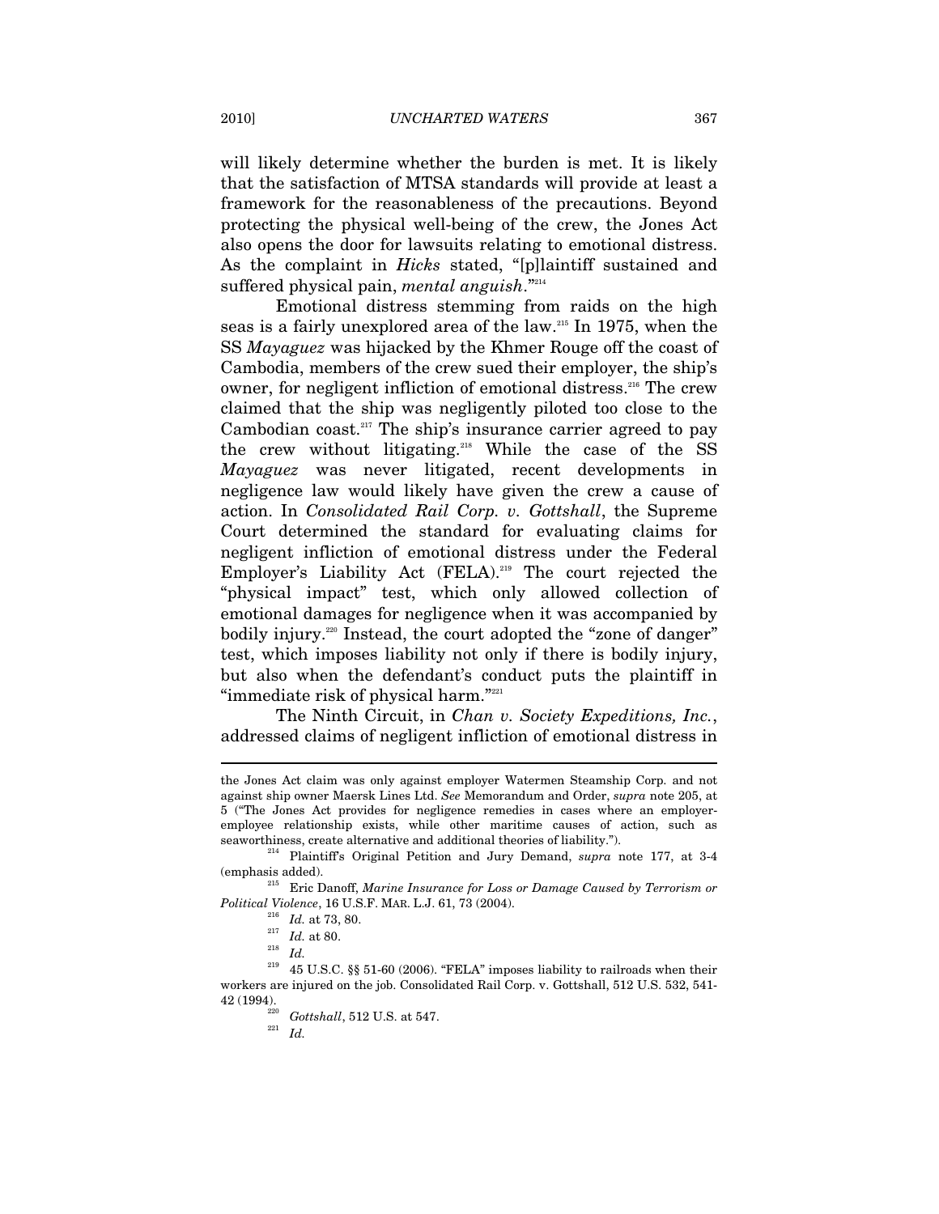will likely determine whether the burden is met. It is likely that the satisfaction of MTSA standards will provide at least a framework for the reasonableness of the precautions. Beyond protecting the physical well-being of the crew, the Jones Act also opens the door for lawsuits relating to emotional distress. As the complaint in *Hicks* stated, "[p]laintiff sustained and suffered physical pain, *mental anguish*."[214]

Emotional distress stemming from raids on the high seas is a fairly unexplored area of the law.[215] In 1975, when the SS *Mayaguez* was hijacked by the Khmer Rouge off the coast of Cambodia, members of the crew sued their employer, the ship's owner, for negligent infliction of emotional distress.[216] The crew claimed that the ship was negligently piloted too close to the Cambodian coast.[217] The ship's insurance carrier agreed to pay the crew without litigating.[218] While the case of the SS *Mayaguez* was never litigated, recent developments in negligence law would likely have given the crew a cause of action. In *Consolidated Rail Corp. v. Gottshall*, the Supreme Court determined the standard for evaluating claims for negligent infliction of emotional distress under the Federal Employer's Liability Act (FELA).[219] The court rejected the "physical impact" test, which only allowed collection of emotional damages for negligence when it was accompanied by bodily injury.[220] Instead, the court adopted the "zone of danger" test, which imposes liability not only if there is bodily injury, but also when the defendant's conduct puts the plaintiff in "immediate risk of physical harm."[221]

The Ninth Circuit, in *Chan v. Society Expeditions, Inc.*, addressed claims of negligent infliction of emotional distress in

---

the Jones Act claim was only against employer Watermen Steamship Corp. and not against ship owner Maersk Lines Ltd. *See* Memorandum and Order, *supra* note 205, at 5 ("The Jones Act provides for negligence remedies in cases where an employer-employee relationship exists, while other maritime causes of action, such as seaworthiness, create alternative and additional theories of liability.").

[214] Plaintiff's Original Petition and Jury Demand, *supra* note 177, at 3-4 (emphasis added).

[215] Eric Danoff, *Marine Insurance for Loss or Damage Caused by Terrorism or Political Violence*, 16 U.S.F. MAR. L.J. 61, 73 (2004).

[216] *Id.* at 73, 80.

[217] *Id.* at 80.

[218] *Id.*

[219] 45 U.S.C. §§ 51-60 (2006). "FELA" imposes liability to railroads when their workers are injured on the job. Consolidated Rail Corp. v. Gottshall, 512 U.S. 532, 541-42 (1994).

[220] *Gottshall*, 512 U.S. at 547.

[221] *Id.*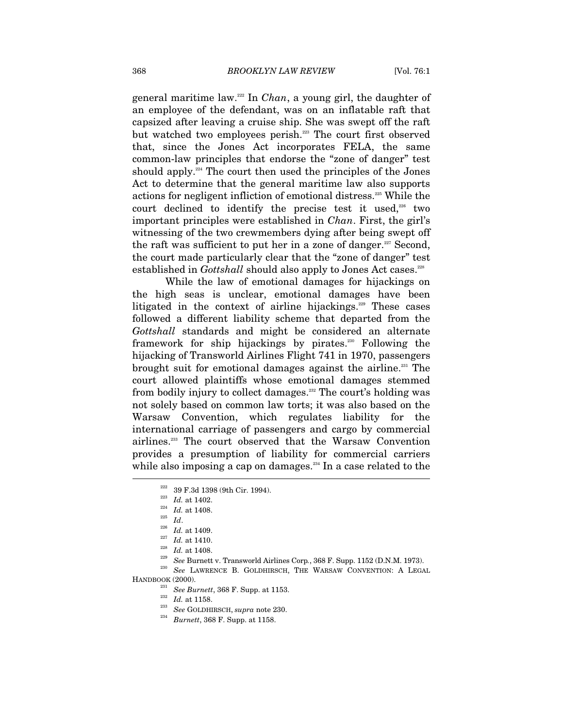general maritime law.[222] In *Chan*, a young girl, the daughter of an employee of the defendant, was on an inflatable raft that capsized after leaving a cruise ship. She was swept off the raft but watched two employees perish.[223] The court first observed that, since the Jones Act incorporates FELA, the same common-law principles that endorse the "zone of danger" test should apply.[224] The court then used the principles of the Jones Act to determine that the general maritime law also supports actions for negligent infliction of emotional distress.[225] While the court declined to identify the precise test it used,[226] two important principles were established in *Chan*. First, the girl's witnessing of the two crewmembers dying after being swept off the raft was sufficient to put her in a zone of danger.[227] Second, the court made particularly clear that the "zone of danger" test established in *Gottshall* should also apply to Jones Act cases.[228]

While the law of emotional damages for hijackings on the high seas is unclear, emotional damages have been litigated in the context of airline hijackings.[229] These cases followed a different liability scheme that departed from the *Gottshall* standards and might be considered an alternate framework for ship hijackings by pirates.[230] Following the hijacking of Transworld Airlines Flight 741 in 1970, passengers brought suit for emotional damages against the airline.[231] The court allowed plaintiffs whose emotional damages stemmed from bodily injury to collect damages.[232] The court's holding was not solely based on common law torts; it was also based on the Warsaw Convention, which regulates liability for the international carriage of passengers and cargo by commercial airlines.[233] The court observed that the Warsaw Convention provides a presumption of liability for commercial carriers while also imposing a cap on damages.[234] In a case related to the

---

[222] 39 F.3d 1398 (9th Cir. 1994).

[223] *Id.* at 1402.

[224] *Id.* at 1408.

[225] *Id*.

[226] *Id.* at 1409.

[227] *Id.* at 1410.

[228] *Id.* at 1408.

[229] *See* Burnett v. Transworld Airlines Corp., 368 F. Supp. 1152 (D.N.M. 1973).

[230] *See* LAWRENCE B. GOLDHIRSCH, THE WARSAW CONVENTION: A LEGAL HANDBOOK (2000).

[231] *See Burnett*, 368 F. Supp. at 1153.

[232] *Id.* at 1158.

[233] *See* GOLDHIRSCH, *supra* note 230.

[234] *Burnett*, 368 F. Supp. at 1158.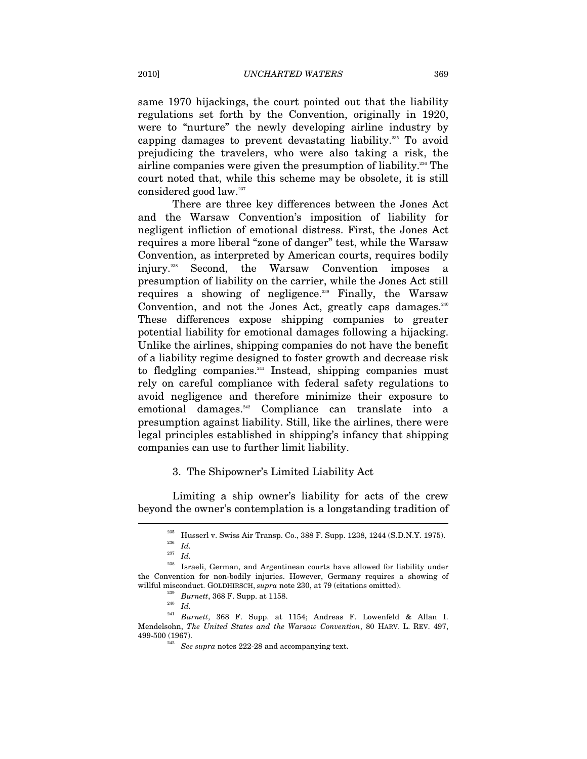same 1970 hijackings, the court pointed out that the liability regulations set forth by the Convention, originally in 1920, were to "nurture" the newly developing airline industry by capping damages to prevent devastating liability.[235] To avoid prejudicing the travelers, who were also taking a risk, the airline companies were given the presumption of liability.[236] The court noted that, while this scheme may be obsolete, it is still considered good law.[237]

There are three key differences between the Jones Act and the Warsaw Convention's imposition of liability for negligent infliction of emotional distress. First, the Jones Act requires a more liberal "zone of danger" test, while the Warsaw Convention, as interpreted by American courts, requires bodily injury.[238] Second, the Warsaw Convention imposes a presumption of liability on the carrier, while the Jones Act still requires a showing of negligence.[239] Finally, the Warsaw Convention, and not the Jones Act, greatly caps damages.[240] These differences expose shipping companies to greater potential liability for emotional damages following a hijacking. Unlike the airlines, shipping companies do not have the benefit of a liability regime designed to foster growth and decrease risk to fledgling companies.[241] Instead, shipping companies must rely on careful compliance with federal safety regulations to avoid negligence and therefore minimize their exposure to emotional damages.[242] Compliance can translate into a presumption against liability. Still, like the airlines, there were legal principles established in shipping's infancy that shipping companies can use to further limit liability.

### 3. The Shipowner's Limited Liability Act

Limiting a ship owner's liability for acts of the crew beyond the owner's contemplation is a longstanding tradition of

---

[235] Husserl v. Swiss Air Transp. Co., 388 F. Supp. 1238, 1244 (S.D.N.Y. 1975).

[236] *Id.*

[237] *Id.*

[238] Israeli, German, and Argentinean courts have allowed for liability under the Convention for non-bodily injuries. However, Germany requires a showing of willful misconduct. GOLDHIRSCH, *supra* note 230, at 79 (citations omitted).

[239] *Burnett*, 368 F. Supp. at 1158.

[240] *Id.*

[241] *Burnett*, 368 F. Supp. at 1154; Andreas F. Lowenfeld & Allan I. Mendelsohn, *The United States and the Warsaw Convention*, 80 HARV. L. REV. 497, 499-500 (1967).

[242] *See supra* notes 222-28 and accompanying text.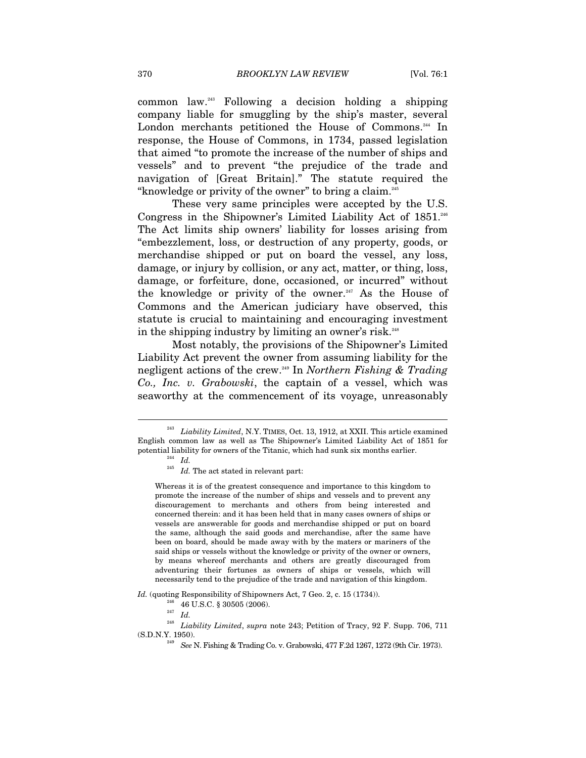common law.[243] Following a decision holding a shipping company liable for smuggling by the ship's master, several London merchants petitioned the House of Commons.[244] In response, the House of Commons, in 1734, passed legislation that aimed "to promote the increase of the number of ships and vessels" and to prevent "the prejudice of the trade and navigation of [Great Britain]." The statute required the "knowledge or privity of the owner" to bring a claim.[245]

These very same principles were accepted by the U.S. Congress in the Shipowner's Limited Liability Act of 1851.[246] The Act limits ship owners' liability for losses arising from "embezzlement, loss, or destruction of any property, goods, or merchandise shipped or put on board the vessel, any loss, damage, or injury by collision, or any act, matter, or thing, loss, damage, or forfeiture, done, occasioned, or incurred" without the knowledge or privity of the owner.[247] As the House of Commons and the American judiciary have observed, this statute is crucial to maintaining and encouraging investment in the shipping industry by limiting an owner's risk.[248]

Most notably, the provisions of the Shipowner's Limited Liability Act prevent the owner from assuming liability for the negligent actions of the crew.[249] In *Northern Fishing & Trading Co., Inc. v. Grabowski*, the captain of a vessel, which was seaworthy at the commencement of its voyage, unreasonably

---

[243] *Liability Limited*, N.Y. TIMES, Oct. 13, 1912, at XXII. This article examined English common law as well as The Shipowner's Limited Liability Act of 1851 for potential liability for owners of the Titanic, which had sunk six months earlier.

[244] *Id.*

[245] *Id.* The act stated in relevant part:

> Whereas it is of the greatest consequence and importance to this kingdom to promote the increase of the number of ships and vessels and to prevent any discouragement to merchants and others from being interested and concerned therein: and it has been held that in many cases owners of ships or vessels are answerable for goods and merchandise shipped or put on board the same, although the said goods and merchandise, after the same have been on board, should be made away with by the maters or mariners of the said ships or vessels without the knowledge or privity of the owner or owners, by means whereof merchants and others are greatly discouraged from adventuring their fortunes as owners of ships or vessels, which will necessarily tend to the prejudice of the trade and navigation of this kingdom.

*Id.* (quoting Responsibility of Shipowners Act, 7 Geo. 2, c. 15 (1734)).

[246] 46 U.S.C. § 30505 (2006).

[247] *Id.*

[248] *Liability Limited*, *supra* note 243; Petition of Tracy, 92 F. Supp. 706, 711 (S.D.N.Y. 1950).

[249] *See* N. Fishing & Trading Co. v. Grabowski, 477 F.2d 1267, 1272 (9th Cir. 1973).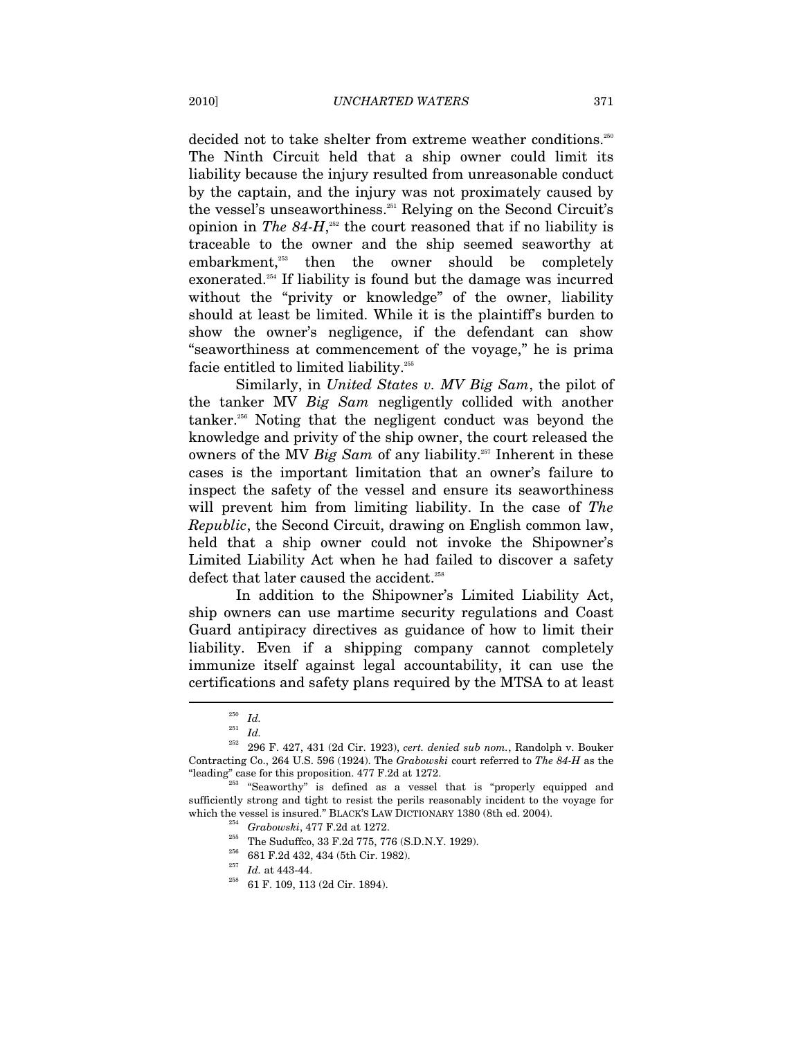decided not to take shelter from extreme weather conditions.[250] The Ninth Circuit held that a ship owner could limit its liability because the injury resulted from unreasonable conduct by the captain, and the injury was not proximately caused by the vessel's unseaworthiness.[251] Relying on the Second Circuit's opinion in *The 84-H*,[252] the court reasoned that if no liability is traceable to the owner and the ship seemed seaworthy at embarkment,[253] then the owner should be completely exonerated.[254] If liability is found but the damage was incurred without the "privity or knowledge" of the owner, liability should at least be limited. While it is the plaintiff's burden to show the owner's negligence, if the defendant can show "seaworthiness at commencement of the voyage," he is prima facie entitled to limited liability.[255]

Similarly, in *United States v. MV Big Sam*, the pilot of the tanker MV *Big Sam* negligently collided with another tanker.[256] Noting that the negligent conduct was beyond the knowledge and privity of the ship owner, the court released the owners of the MV *Big Sam* of any liability.[257] Inherent in these cases is the important limitation that an owner's failure to inspect the safety of the vessel and ensure its seaworthiness will prevent him from limiting liability. In the case of *The Republic*, the Second Circuit, drawing on English common law, held that a ship owner could not invoke the Shipowner's Limited Liability Act when he had failed to discover a safety defect that later caused the accident.[258]

In addition to the Shipowner's Limited Liability Act, ship owners can use martime security regulations and Coast Guard antipiracy directives as guidance of how to limit their liability. Even if a shipping company cannot completely immunize itself against legal accountability, it can use the certifications and safety plans required by the MTSA to at least

---

[250] *Id.*

[251] *Id.*

[252] 296 F. 427, 431 (2d Cir. 1923), *cert. denied sub nom.*, Randolph v. Bouker Contracting Co., 264 U.S. 596 (1924). The *Grabowski* court referred to *The 84-H* as the "leading" case for this proposition. 477 F.2d at 1272.

[253] "Seaworthy" is defined as a vessel that is "properly equipped and sufficiently strong and tight to resist the perils reasonably incident to the voyage for which the vessel is insured." BLACK'S LAW DICTIONARY 1380 (8th ed. 2004).

[254] *Grabowski*, 477 F.2d at 1272.

[255] The Suduffco, 33 F.2d 775, 776 (S.D.N.Y. 1929).

[256] 681 F.2d 432, 434 (5th Cir. 1982).

[257] *Id.* at 443-44.

[258] 61 F. 109, 113 (2d Cir. 1894).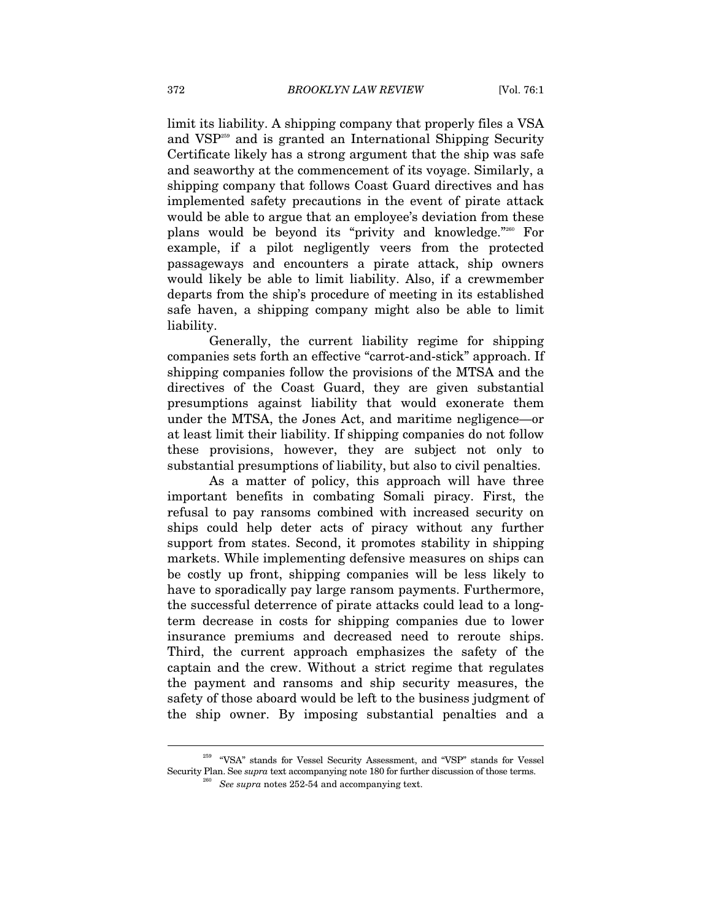limit its liability. A shipping company that properly files a VSA and VSP[259] and is granted an International Shipping Security Certificate likely has a strong argument that the ship was safe and seaworthy at the commencement of its voyage. Similarly, a shipping company that follows Coast Guard directives and has implemented safety precautions in the event of pirate attack would be able to argue that an employee's deviation from these plans would be beyond its "privity and knowledge."[260] For example, if a pilot negligently veers from the protected passageways and encounters a pirate attack, ship owners would likely be able to limit liability. Also, if a crewmember departs from the ship's procedure of meeting in its established safe haven, a shipping company might also be able to limit liability.

Generally, the current liability regime for shipping companies sets forth an effective "carrot-and-stick" approach. If shipping companies follow the provisions of the MTSA and the directives of the Coast Guard, they are given substantial presumptions against liability that would exonerate them under the MTSA, the Jones Act, and maritime negligence—or at least limit their liability. If shipping companies do not follow these provisions, however, they are subject not only to substantial presumptions of liability, but also to civil penalties.

As a matter of policy, this approach will have three important benefits in combating Somali piracy. First, the refusal to pay ransoms combined with increased security on ships could help deter acts of piracy without any further support from states. Second, it promotes stability in shipping markets. While implementing defensive measures on ships can be costly up front, shipping companies will be less likely to have to sporadically pay large ransom payments. Furthermore, the successful deterrence of pirate attacks could lead to a long-term decrease in costs for shipping companies due to lower insurance premiums and decreased need to reroute ships. Third, the current approach emphasizes the safety of the captain and the crew. Without a strict regime that regulates the payment and ransoms and ship security measures, the safety of those aboard would be left to the business judgment of the ship owner. By imposing substantial penalties and a

---

[259] "VSA" stands for Vessel Security Assessment, and "VSP" stands for Vessel Security Plan. See *supra* text accompanying note 180 for further discussion of those terms.

[260] *See supra* notes 252-54 and accompanying text.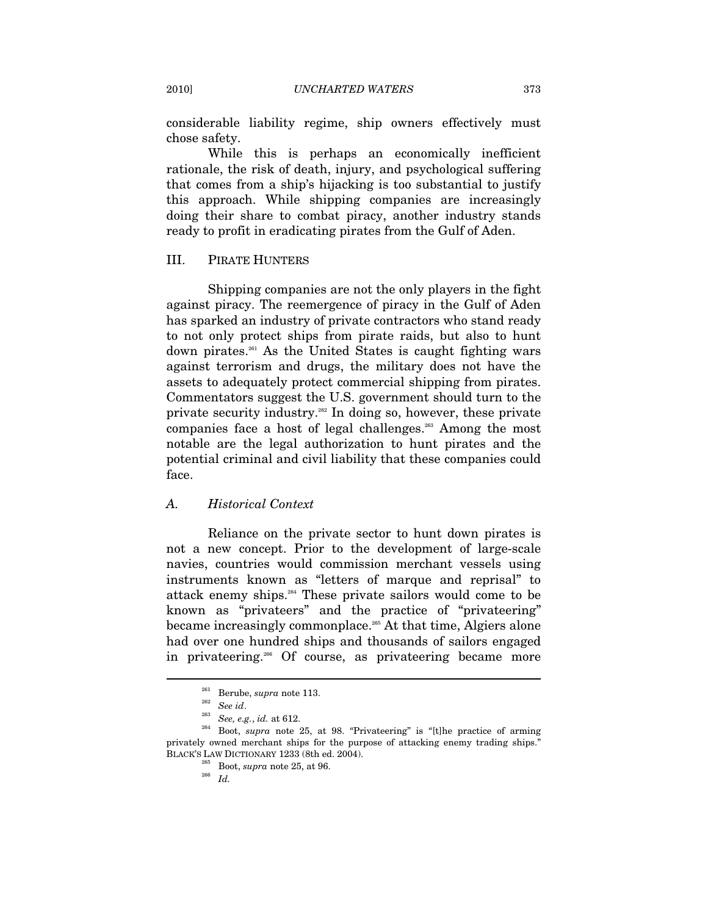considerable liability regime, ship owners effectively must chose safety.

While this is perhaps an economically inefficient rationale, the risk of death, injury, and psychological suffering that comes from a ship's hijacking is too substantial to justify this approach. While shipping companies are increasingly doing their share to combat piracy, another industry stands ready to profit in eradicating pirates from the Gulf of Aden.

## III. PIRATE HUNTERS

Shipping companies are not the only players in the fight against piracy. The reemergence of piracy in the Gulf of Aden has sparked an industry of private contractors who stand ready to not only protect ships from pirate raids, but also to hunt down pirates.[261] As the United States is caught fighting wars against terrorism and drugs, the military does not have the assets to adequately protect commercial shipping from pirates. Commentators suggest the U.S. government should turn to the private security industry.[262] In doing so, however, these private companies face a host of legal challenges.[263] Among the most notable are the legal authorization to hunt pirates and the potential criminal and civil liability that these companies could face.

### *A. Historical Context*

Reliance on the private sector to hunt down pirates is not a new concept. Prior to the development of large-scale navies, countries would commission merchant vessels using instruments known as "letters of marque and reprisal" to attack enemy ships.[264] These private sailors would come to be known as "privateers" and the practice of "privateering" became increasingly commonplace.[265] At that time, Algiers alone had over one hundred ships and thousands of sailors engaged in privateering.[266] Of course, as privateering became more

---

[261] Berube, *supra* note 113.

[262] *See id*.

[263] *See, e.g.*, *id.* at 612.

[264] Boot, *supra* note 25, at 98. "Privateering" is "[t]he practice of arming privately owned merchant ships for the purpose of attacking enemy trading ships." BLACK'S LAW DICTIONARY 1233 (8th ed. 2004).

[265] Boot, *supra* note 25, at 96.

[266] *Id.*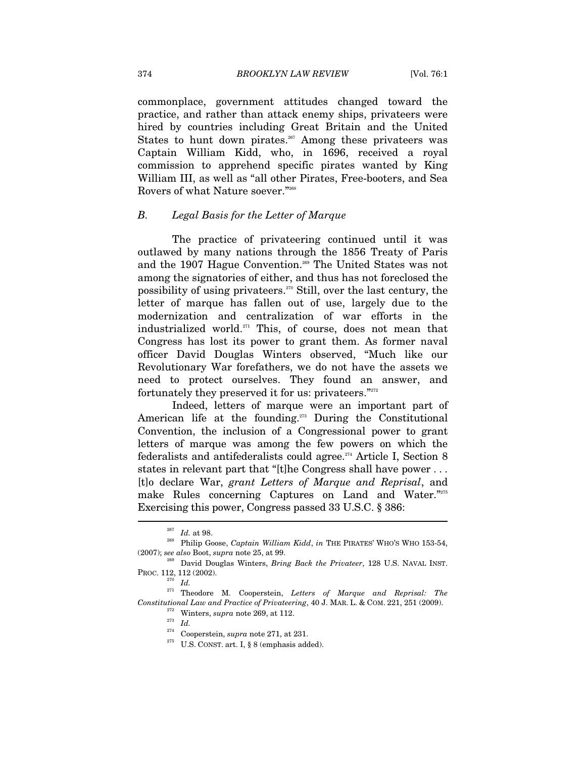commonplace, government attitudes changed toward the practice, and rather than attack enemy ships, privateers were hired by countries including Great Britain and the United States to hunt down pirates.[267] Among these privateers was Captain William Kidd, who, in 1696, received a royal commission to apprehend specific pirates wanted by King William III, as well as "all other Pirates, Free-booters, and Sea Rovers of what Nature soever."[268]

### *B. Legal Basis for the Letter of Marque*

The practice of privateering continued until it was outlawed by many nations through the 1856 Treaty of Paris and the 1907 Hague Convention.[269] The United States was not among the signatories of either, and thus has not foreclosed the possibility of using privateers.[270] Still, over the last century, the letter of marque has fallen out of use, largely due to the modernization and centralization of war efforts in the industrialized world.[271] This, of course, does not mean that Congress has lost its power to grant them. As former naval officer David Douglas Winters observed, "Much like our Revolutionary War forefathers, we do not have the assets we need to protect ourselves. They found an answer, and fortunately they preserved it for us: privateers."[272]

Indeed, letters of marque were an important part of American life at the founding.[273] During the Constitutional Convention, the inclusion of a Congressional power to grant letters of marque was among the few powers on which the federalists and antifederalists could agree.[274] Article I, Section 8 states in relevant part that "[t]he Congress shall have power . . . [t]o declare War, *grant Letters of Marque and Reprisal*, and make Rules concerning Captures on Land and Water."[275] Exercising this power, Congress passed 33 U.S.C. § 386:

---

[267] *Id.* at 98.

[268] Philip Goose, *Captain William Kidd*, *in* THE PIRATES' WHO'S WHO 153-54, (2007); *see also* Boot, *supra* note 25, at 99.

[269] David Douglas Winters, *Bring Back the Privateer*, 128 U.S. NAVAL INST. PROC. 112, 112 (2002).

[270] *Id.*

[271] Theodore M. Cooperstein, *Letters of Marque and Reprisal: The Constitutional Law and Practice of Privateering*, 40 J. MAR. L. & COM. 221, 251 (2009).

[272] Winters, *supra* note 269, at 112.

[273] *Id.*

[274] Cooperstein, *supra* note 271, at 231.

[275] U.S. CONST. art. I, § 8 (emphasis added).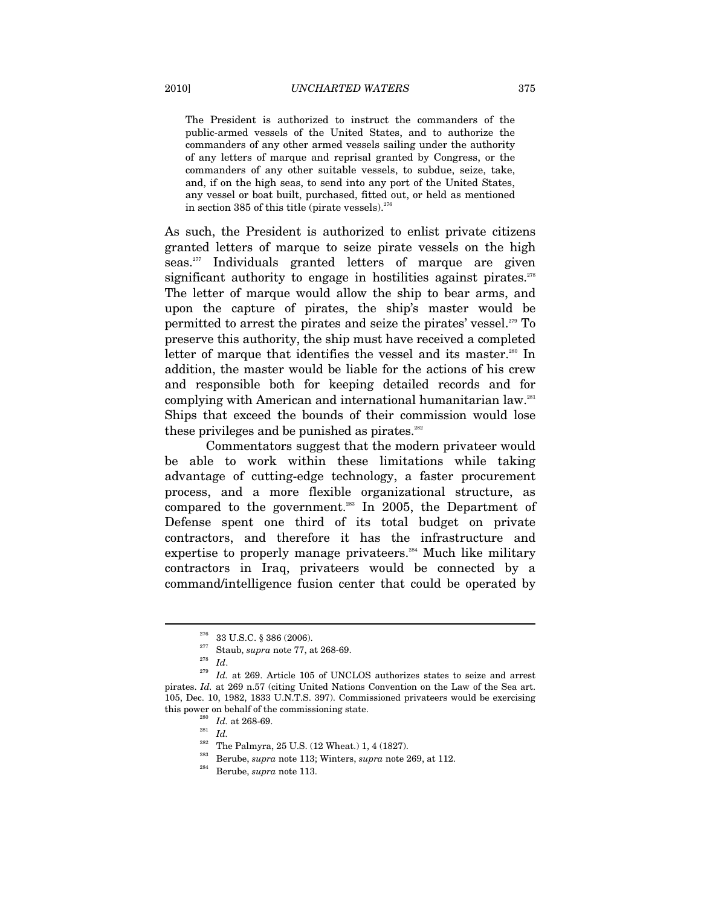> The President is authorized to instruct the commanders of the public-armed vessels of the United States, and to authorize the commanders of any other armed vessels sailing under the authority of any letters of marque and reprisal granted by Congress, or the commanders of any other suitable vessels, to subdue, seize, take, and, if on the high seas, to send into any port of the United States, any vessel or boat built, purchased, fitted out, or held as mentioned in section 385 of this title (pirate vessels).[276]

As such, the President is authorized to enlist private citizens granted letters of marque to seize pirate vessels on the high seas.[277] Individuals granted letters of marque are given significant authority to engage in hostilities against pirates.[278] The letter of marque would allow the ship to bear arms, and upon the capture of pirates, the ship's master would be permitted to arrest the pirates and seize the pirates' vessel.[279] To preserve this authority, the ship must have received a completed letter of marque that identifies the vessel and its master.[280] In addition, the master would be liable for the actions of his crew and responsible both for keeping detailed records and for complying with American and international humanitarian law.[281] Ships that exceed the bounds of their commission would lose these privileges and be punished as pirates.[282]

Commentators suggest that the modern privateer would be able to work within these limitations while taking advantage of cutting-edge technology, a faster procurement process, and a more flexible organizational structure, as compared to the government.[283] In 2005, the Department of Defense spent one third of its total budget on private contractors, and therefore it has the infrastructure and expertise to properly manage privateers.[284] Much like military contractors in Iraq, privateers would be connected by a command/intelligence fusion center that could be operated by

---

[276] 33 U.S.C. § 386 (2006).

[277] Staub, *supra* note 77, at 268-69.

[278] *Id*.

[279] *Id.* at 269. Article 105 of UNCLOS authorizes states to seize and arrest pirates. *Id.* at 269 n.57 (citing United Nations Convention on the Law of the Sea art. 105, Dec. 10, 1982, 1833 U.N.T.S. 397). Commissioned privateers would be exercising this power on behalf of the commissioning state.

[280] *Id.* at 268-69.

[281] *Id.*

[282] The Palmyra, 25 U.S. (12 Wheat.) 1, 4 (1827).

[283] Berube, *supra* note 113; Winters, *supra* note 269, at 112.

[284] Berube, *supra* note 113.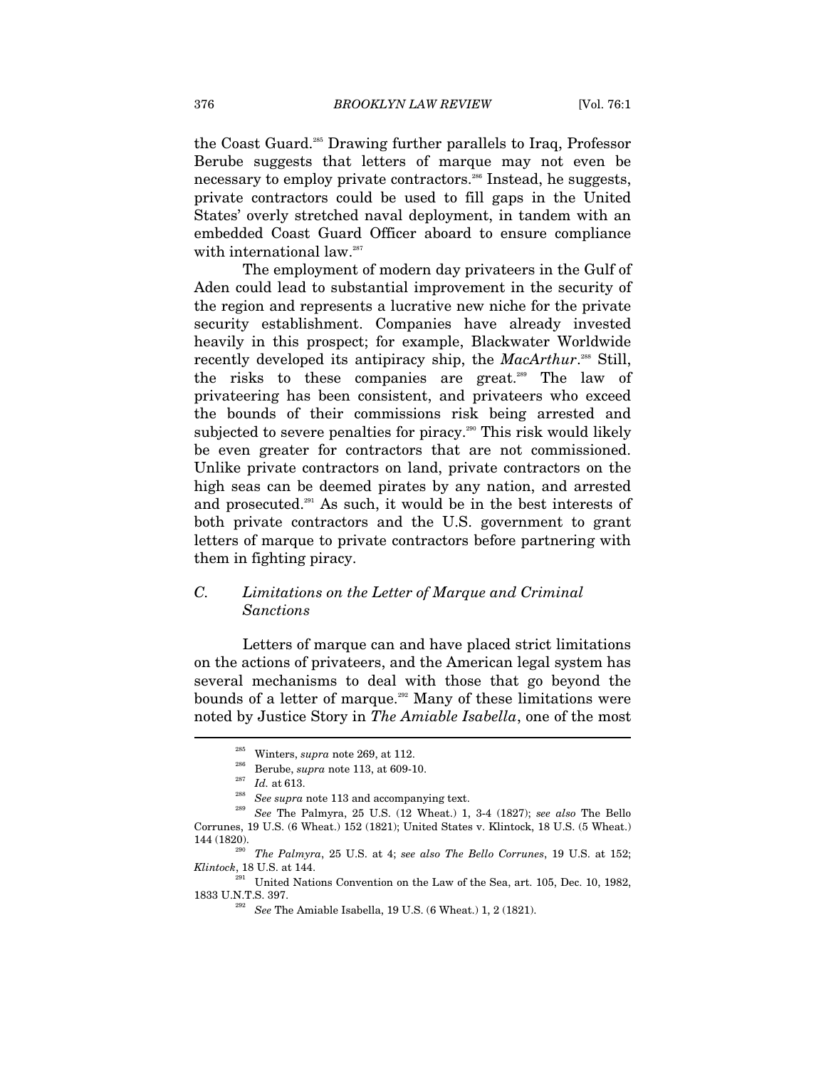the Coast Guard.[285] Drawing further parallels to Iraq, Professor Berube suggests that letters of marque may not even be necessary to employ private contractors.[286] Instead, he suggests, private contractors could be used to fill gaps in the United States' overly stretched naval deployment, in tandem with an embedded Coast Guard Officer aboard to ensure compliance with international law.[287]

The employment of modern day privateers in the Gulf of Aden could lead to substantial improvement in the security of the region and represents a lucrative new niche for the private security establishment. Companies have already invested heavily in this prospect; for example, Blackwater Worldwide recently developed its antipiracy ship, the *MacArthur*.[288] Still, the risks to these companies are great.[289] The law of privateering has been consistent, and privateers who exceed the bounds of their commissions risk being arrested and subjected to severe penalties for piracy.[290] This risk would likely be even greater for contractors that are not commissioned. Unlike private contractors on land, private contractors on the high seas can be deemed pirates by any nation, and arrested and prosecuted.[291] As such, it would be in the best interests of both private contractors and the U.S. government to grant letters of marque to private contractors before partnering with them in fighting piracy.

### C. *Limitations on the Letter of Marque and Criminal Sanctions*

Letters of marque can and have placed strict limitations on the actions of privateers, and the American legal system has several mechanisms to deal with those that go beyond the bounds of a letter of marque.[292] Many of these limitations were noted by Justice Story in *The Amiable Isabella*, one of the most

---

[285] Winters, *supra* note 269, at 112.

[286] Berube, *supra* note 113, at 609-10.

[287] *Id.* at 613.

[288] *See supra* note 113 and accompanying text.

[289] *See* The Palmyra, 25 U.S. (12 Wheat.) 1, 3-4 (1827); *see also* The Bello Corrunes, 19 U.S. (6 Wheat.) 152 (1821); United States v. Klintock, 18 U.S. (5 Wheat.) 144 (1820).

[290] *The Palmyra*, 25 U.S. at 4; *see also The Bello Corrunes*, 19 U.S. at 152; *Klintock*, 18 U.S. at 144.

[291] United Nations Convention on the Law of the Sea, art. 105, Dec. 10, 1982, 1833 U.N.T.S. 397.

[292] *See* The Amiable Isabella, 19 U.S. (6 Wheat.) 1, 2 (1821).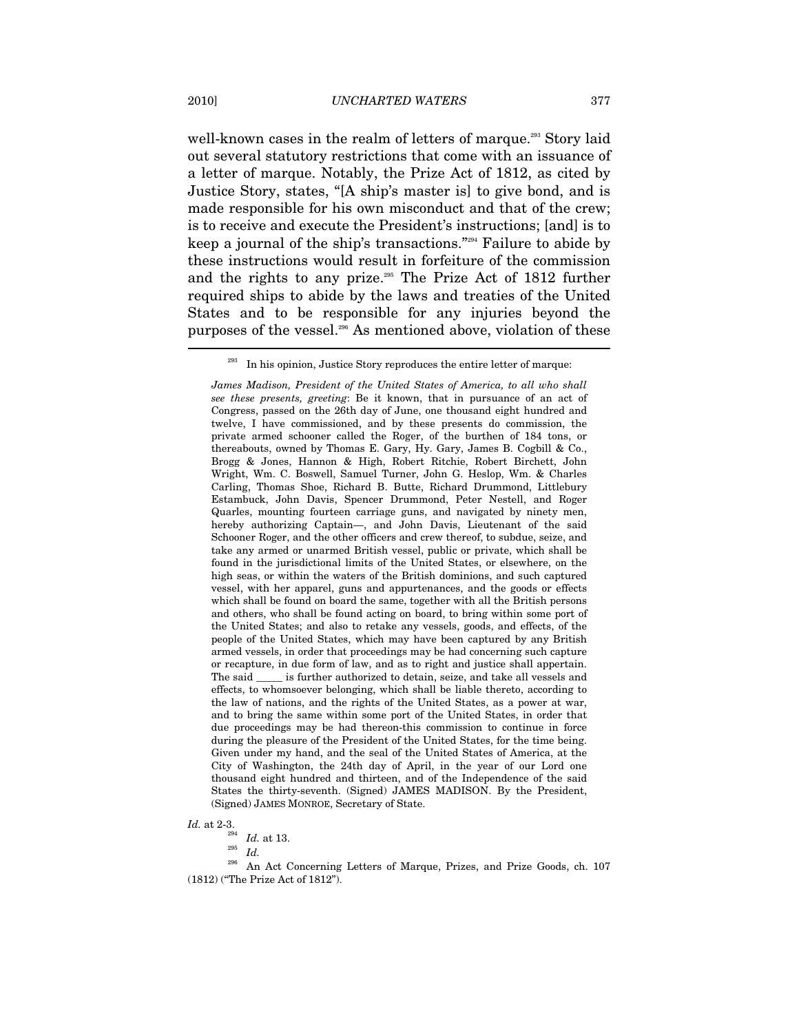well-known cases in the realm of letters of marque.[293] Story laid out several statutory restrictions that come with an issuance of a letter of marque. Notably, the Prize Act of 1812, as cited by Justice Story, states, "[A ship's master is] to give bond, and is made responsible for his own misconduct and that of the crew; is to receive and execute the President's instructions; [and] is to keep a journal of the ship's transactions."[294] Failure to abide by these instructions would result in forfeiture of the commission and the rights to any prize.[295] The Prize Act of 1812 further required ships to abide by the laws and treaties of the United States and to be responsible for any injuries beyond the purposes of the vessel.[296] As mentioned above, violation of these

---

[293] In his opinion, Justice Story reproduces the entire letter of marque:

> *James Madison, President of the United States of America, to all who shall see these presents, greeting*: Be it known, that in pursuance of an act of Congress, passed on the 26th day of June, one thousand eight hundred and twelve, I have commissioned, and by these presents do commission, the private armed schooner called the Roger, of the burthen of 184 tons, or thereabouts, owned by Thomas E. Gary, Hy. Gary, James B. Cogbill & Co., Brogg & Jones, Hannon & High, Robert Ritchie, Robert Birchett, John Wright, Wm. C. Boswell, Samuel Turner, John G. Heslop, Wm. & Charles Carling, Thomas Shoe, Richard B. Butte, Richard Drummond, Littlebury Estambuck, John Davis, Spencer Drummond, Peter Nestell, and Roger Quarles, mounting fourteen carriage guns, and navigated by ninety men, hereby authorizing Captain—, and John Davis, Lieutenant of the said Schooner Roger, and the other officers and crew thereof, to subdue, seize, and take any armed or unarmed British vessel, public or private, which shall be found in the jurisdictional limits of the United States, or elsewhere, on the high seas, or within the waters of the British dominions, and such captured vessel, with her apparel, guns and appurtenances, and the goods or effects which shall be found on board the same, together with all the British persons and others, who shall be found acting on board, to bring within some port of the United States; and also to retake any vessels, goods, and effects, of the people of the United States, which may have been captured by any British armed vessels, in order that proceedings may be had concerning such capture or recapture, in due form of law, and as to right and justice shall appertain. The said _____ is further authorized to detain, seize, and take all vessels and effects, to whomsoever belonging, which shall be liable thereto, according to the law of nations, and the rights of the United States, as a power at war, and to bring the same within some port of the United States, in order that due proceedings may be had thereon-this commission to continue in force during the pleasure of the President of the United States, for the time being. Given under my hand, and the seal of the United States of America, at the City of Washington, the 24th day of April, in the year of our Lord one thousand eight hundred and thirteen, and of the Independence of the said States the thirty-seventh. (Signed) JAMES MADISON. By the President, (Signed) JAMES MONROE, Secretary of State.

*Id.* at 2-3.

[294] *Id.* at 13.

[295] *Id.*

[296] An Act Concerning Letters of Marque, Prizes, and Prize Goods, ch. 107 (1812) ("The Prize Act of 1812").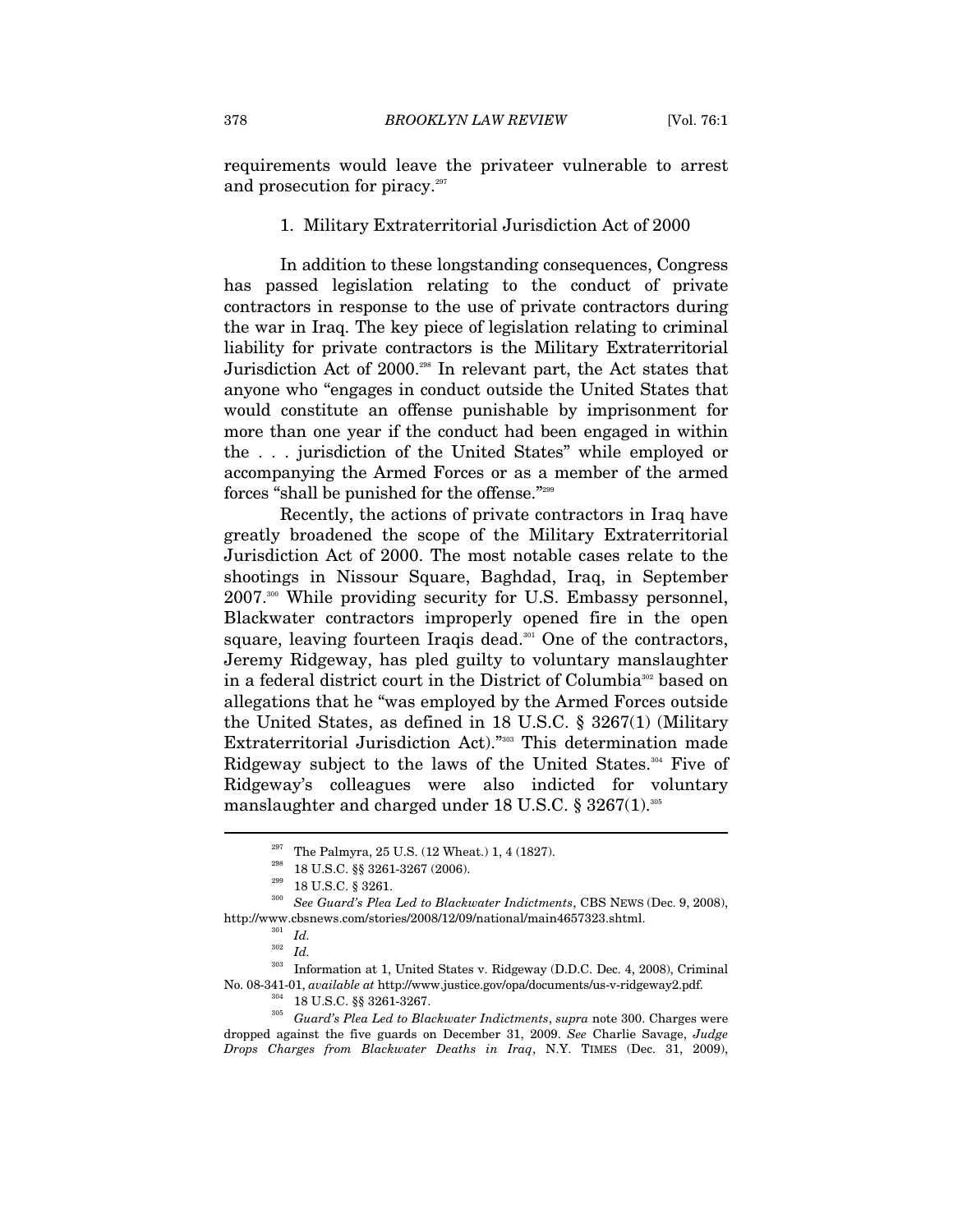requirements would leave the privateer vulnerable to arrest and prosecution for piracy.[297]

### 1. Military Extraterritorial Jurisdiction Act of 2000

In addition to these longstanding consequences, Congress has passed legislation relating to the conduct of private contractors in response to the use of private contractors during the war in Iraq. The key piece of legislation relating to criminal liability for private contractors is the Military Extraterritorial Jurisdiction Act of 2000.[298] In relevant part, the Act states that anyone who "engages in conduct outside the United States that would constitute an offense punishable by imprisonment for more than one year if the conduct had been engaged in within the . . . jurisdiction of the United States" while employed or accompanying the Armed Forces or as a member of the armed forces "shall be punished for the offense."[299]

Recently, the actions of private contractors in Iraq have greatly broadened the scope of the Military Extraterritorial Jurisdiction Act of 2000. The most notable cases relate to the shootings in Nissour Square, Baghdad, Iraq, in September 2007.[300] While providing security for U.S. Embassy personnel, Blackwater contractors improperly opened fire in the open square, leaving fourteen Iraqis dead.[301] One of the contractors, Jeremy Ridgeway, has pled guilty to voluntary manslaughter in a federal district court in the District of Columbia[302] based on allegations that he "was employed by the Armed Forces outside the United States, as defined in 18 U.S.C. § 3267(1) (Military Extraterritorial Jurisdiction Act)."[303] This determination made Ridgeway subject to the laws of the United States.[304] Five of Ridgeway's colleagues were also indicted for voluntary manslaughter and charged under 18 U.S.C. § 3267(1).[305]

---

[297] The Palmyra, 25 U.S. (12 Wheat.) 1, 4 (1827).

[298] 18 U.S.C. §§ 3261-3267 (2006).

[299] 18 U.S.C. § 3261.

[300] *See Guard's Plea Led to Blackwater Indictments*, CBS NEWS (Dec. 9, 2008), http://www.cbsnews.com/stories/2008/12/09/national/main4657323.shtml.

[301] *Id.*

[302] *Id.*

[303] Information at 1, United States v. Ridgeway (D.D.C. Dec. 4, 2008), Criminal No. 08-341-01, *available at* http://www.justice.gov/opa/documents/us-v-ridgeway2.pdf.

[304] 18 U.S.C. §§ 3261-3267.

[305] *Guard's Plea Led to Blackwater Indictments*, *supra* note 300. Charges were dropped against the five guards on December 31, 2009. *See* Charlie Savage, *Judge Drops Charges from Blackwater Deaths in Iraq*, N.Y. TIMES (Dec. 31, 2009),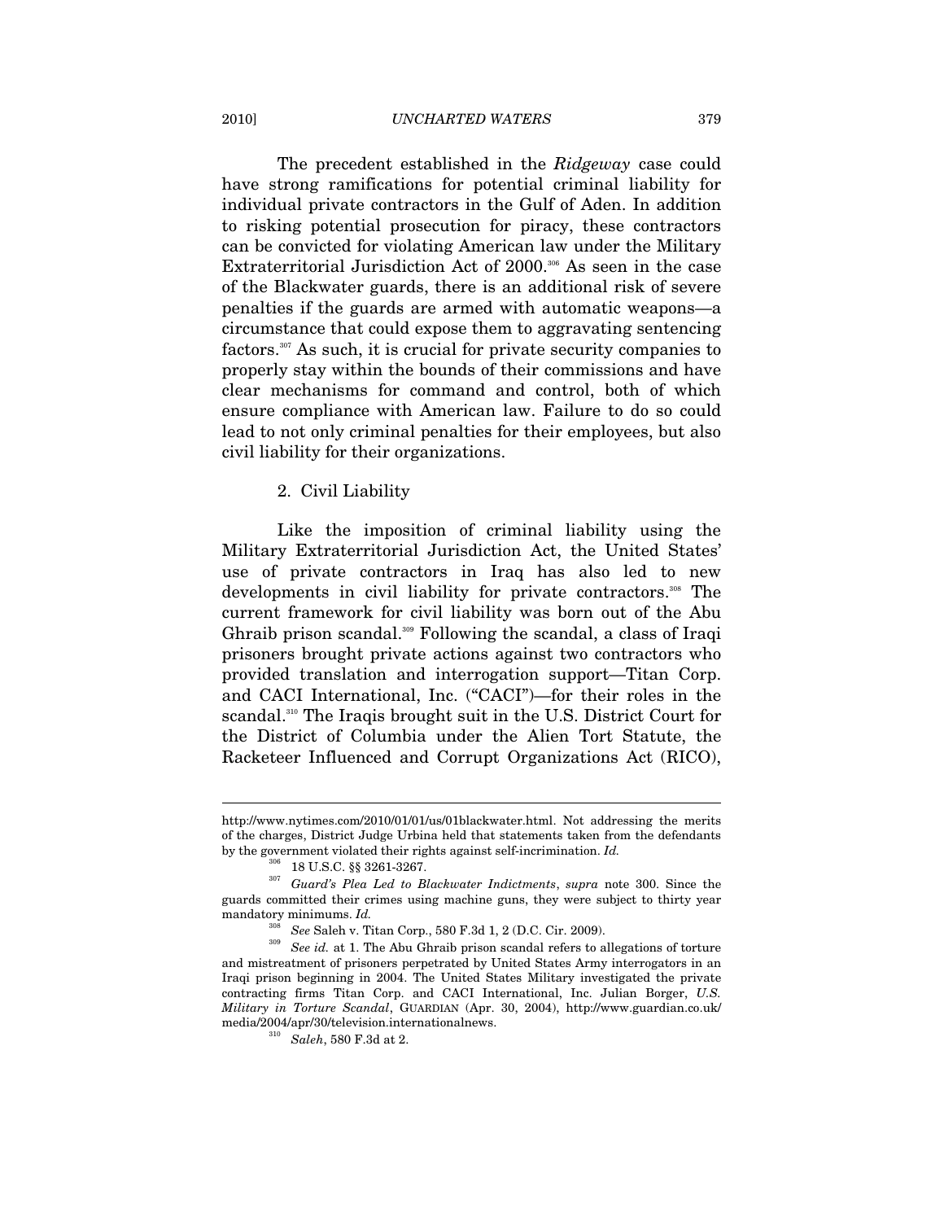The precedent established in the *Ridgeway* case could have strong ramifications for potential criminal liability for individual private contractors in the Gulf of Aden. In addition to risking potential prosecution for piracy, these contractors can be convicted for violating American law under the Military Extraterritorial Jurisdiction Act of 2000.[306] As seen in the case of the Blackwater guards, there is an additional risk of severe penalties if the guards are armed with automatic weapons—a circumstance that could expose them to aggravating sentencing factors.[307] As such, it is crucial for private security companies to properly stay within the bounds of their commissions and have clear mechanisms for command and control, both of which ensure compliance with American law. Failure to do so could lead to not only criminal penalties for their employees, but also civil liability for their organizations.

2. Civil Liability

Like the imposition of criminal liability using the Military Extraterritorial Jurisdiction Act, the United States' use of private contractors in Iraq has also led to new developments in civil liability for private contractors.[308] The current framework for civil liability was born out of the Abu Ghraib prison scandal.[309] Following the scandal, a class of Iraqi prisoners brought private actions against two contractors who provided translation and interrogation support—Titan Corp. and CACI International, Inc. ("CACI")—for their roles in the scandal.[310] The Iraqis brought suit in the U.S. District Court for the District of Columbia under the Alien Tort Statute, the Racketeer Influenced and Corrupt Organizations Act (RICO),

---

http://www.nytimes.com/2010/01/01/us/01blackwater.html. Not addressing the merits of the charges, District Judge Urbina held that statements taken from the defendants by the government violated their rights against self-incrimination. *Id.*

[306] 18 U.S.C. §§ 3261-3267.

[307] *Guard's Plea Led to Blackwater Indictments*, *supra* note 300. Since the guards committed their crimes using machine guns, they were subject to thirty year mandatory minimums. *Id.*

[308] *See* Saleh v. Titan Corp., 580 F.3d 1, 2 (D.C. Cir. 2009).

[309] *See id.* at 1. The Abu Ghraib prison scandal refers to allegations of torture and mistreatment of prisoners perpetrated by United States Army interrogators in an Iraqi prison beginning in 2004. The United States Military investigated the private contracting firms Titan Corp. and CACI International, Inc. Julian Borger, *U.S. Military in Torture Scandal*, GUARDIAN (Apr. 30, 2004), http://www.guardian.co.uk/media/2004/apr/30/television.internationalnews.

[310] *Saleh*, 580 F.3d at 2.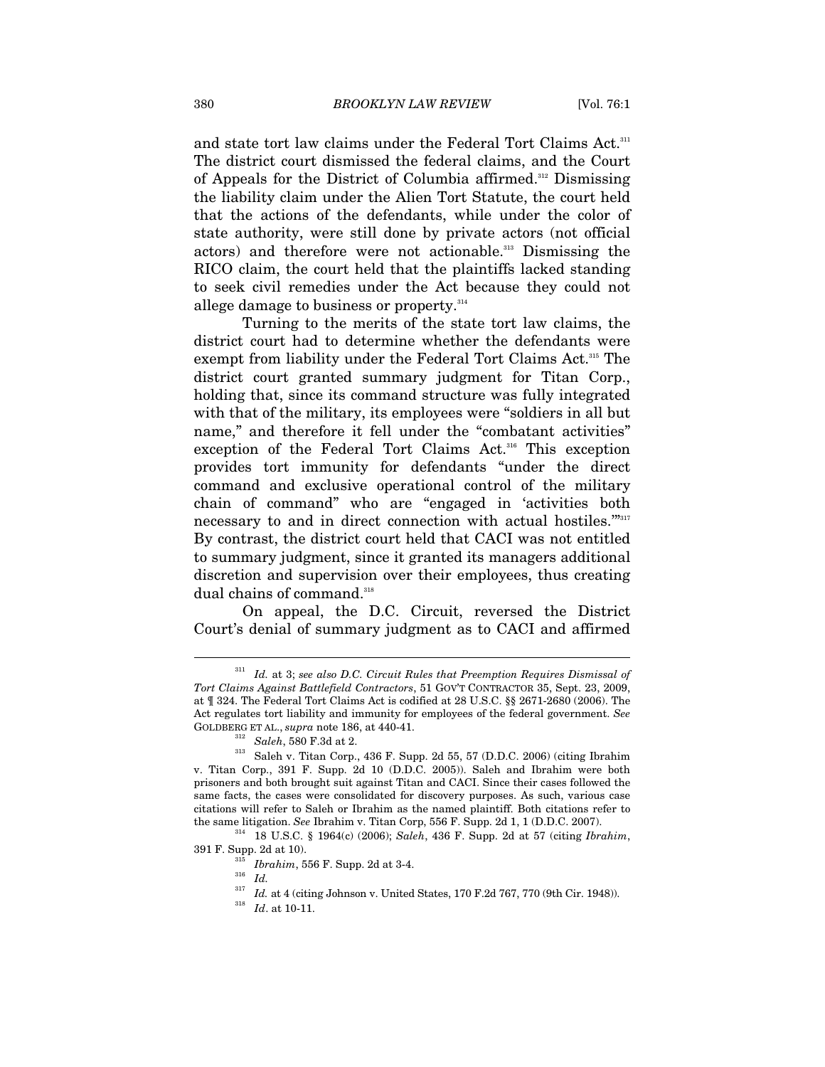and state tort law claims under the Federal Tort Claims Act.[311] The district court dismissed the federal claims, and the Court of Appeals for the District of Columbia affirmed.[312] Dismissing the liability claim under the Alien Tort Statute, the court held that the actions of the defendants, while under the color of state authority, were still done by private actors (not official actors) and therefore were not actionable.[313] Dismissing the RICO claim, the court held that the plaintiffs lacked standing to seek civil remedies under the Act because they could not allege damage to business or property.[314]

Turning to the merits of the state tort law claims, the district court had to determine whether the defendants were exempt from liability under the Federal Tort Claims Act.[315] The district court granted summary judgment for Titan Corp., holding that, since its command structure was fully integrated with that of the military, its employees were "soldiers in all but name," and therefore it fell under the "combatant activities" exception of the Federal Tort Claims Act.[316] This exception provides tort immunity for defendants "under the direct command and exclusive operational control of the military chain of command" who are "engaged in 'activities both necessary to and in direct connection with actual hostiles.'"[317] By contrast, the district court held that CACI was not entitled to summary judgment, since it granted its managers additional discretion and supervision over their employees, thus creating dual chains of command.[318]

On appeal, the D.C. Circuit, reversed the District Court's denial of summary judgment as to CACI and affirmed

---

[311] *Id.* at 3; *see also D.C. Circuit Rules that Preemption Requires Dismissal of Tort Claims Against Battlefield Contractors*, 51 GOV'T CONTRACTOR 35, Sept. 23, 2009, at ¶ 324. The Federal Tort Claims Act is codified at 28 U.S.C. §§ 2671-2680 (2006). The Act regulates tort liability and immunity for employees of the federal government. *See* GOLDBERG ET AL., *supra* note 186, at 440-41.

[312] *Saleh*, 580 F.3d at 2.

[313] Saleh v. Titan Corp., 436 F. Supp. 2d 55, 57 (D.D.C. 2006) (citing Ibrahim v. Titan Corp., 391 F. Supp. 2d 10 (D.D.C. 2005)). Saleh and Ibrahim were both prisoners and both brought suit against Titan and CACI. Since their cases followed the same facts, the cases were consolidated for discovery purposes. As such, various case citations will refer to Saleh or Ibrahim as the named plaintiff. Both citations refer to the same litigation. *See* Ibrahim v. Titan Corp, 556 F. Supp. 2d 1, 1 (D.D.C. 2007).

[314] 18 U.S.C. § 1964(c) (2006); *Saleh*, 436 F. Supp. 2d at 57 (citing *Ibrahim*, 391 F. Supp. 2d at 10).

[315] *Ibrahim*, 556 F. Supp. 2d at 3-4.

[316] *Id.*

[317] *Id.* at 4 (citing Johnson v. United States, 170 F.2d 767, 770 (9th Cir. 1948)).

[318] *Id*. at 10-11.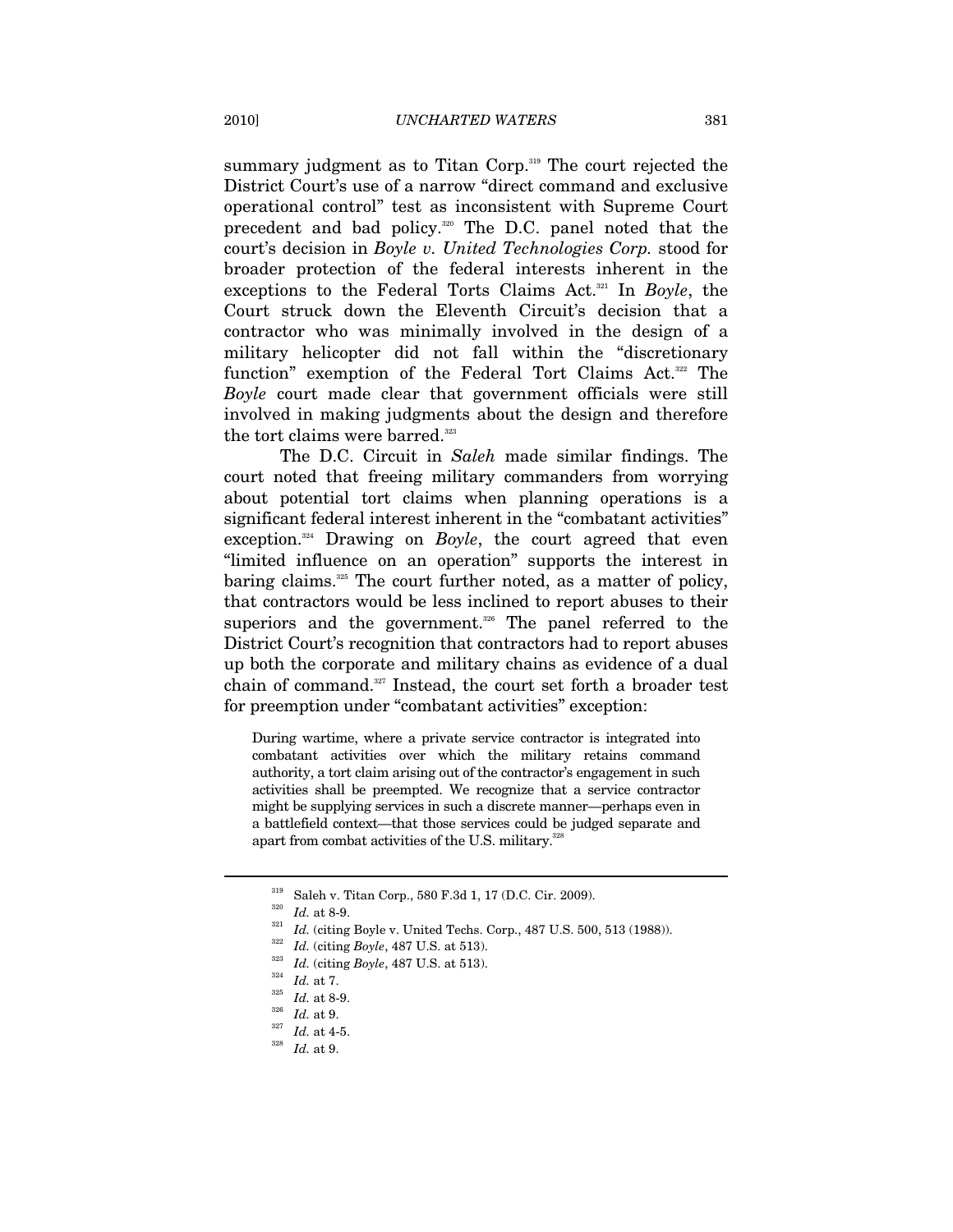summary judgment as to Titan Corp.[319] The court rejected the District Court's use of a narrow "direct command and exclusive operational control" test as inconsistent with Supreme Court precedent and bad policy.[320] The D.C. panel noted that the court's decision in *Boyle v. United Technologies Corp.* stood for broader protection of the federal interests inherent in the exceptions to the Federal Torts Claims Act.[321] In *Boyle*, the Court struck down the Eleventh Circuit's decision that a contractor who was minimally involved in the design of a military helicopter did not fall within the "discretionary function" exemption of the Federal Tort Claims Act.[322] The *Boyle* court made clear that government officials were still involved in making judgments about the design and therefore the tort claims were barred.[323]

The D.C. Circuit in *Saleh* made similar findings. The court noted that freeing military commanders from worrying about potential tort claims when planning operations is a significant federal interest inherent in the "combatant activities" exception.[324] Drawing on *Boyle*, the court agreed that even "limited influence on an operation" supports the interest in baring claims.[325] The court further noted, as a matter of policy, that contractors would be less inclined to report abuses to their superiors and the government.[326] The panel referred to the District Court's recognition that contractors had to report abuses up both the corporate and military chains as evidence of a dual chain of command.[327] Instead, the court set forth a broader test for preemption under "combatant activities" exception:

> During wartime, where a private service contractor is integrated into combatant activities over which the military retains command authority, a tort claim arising out of the contractor's engagement in such activities shall be preempted. We recognize that a service contractor might be supplying services in such a discrete manner—perhaps even in a battlefield context—that those services could be judged separate and apart from combat activities of the U.S. military.[328]

---

[319] Saleh v. Titan Corp., 580 F.3d 1, 17 (D.C. Cir. 2009).

[320] *Id.* at 8-9.

[321] *Id.* (citing Boyle v. United Techs. Corp., 487 U.S. 500, 513 (1988)).

[322] *Id.* (citing *Boyle*, 487 U.S. at 513).

[323] *Id.* (citing *Boyle*, 487 U.S. at 513).

[324] *Id.* at 7.

[325] *Id.* at 8-9.

[326] *Id.* at 9.

[327] *Id.* at 4-5.

[328] *Id.* at 9.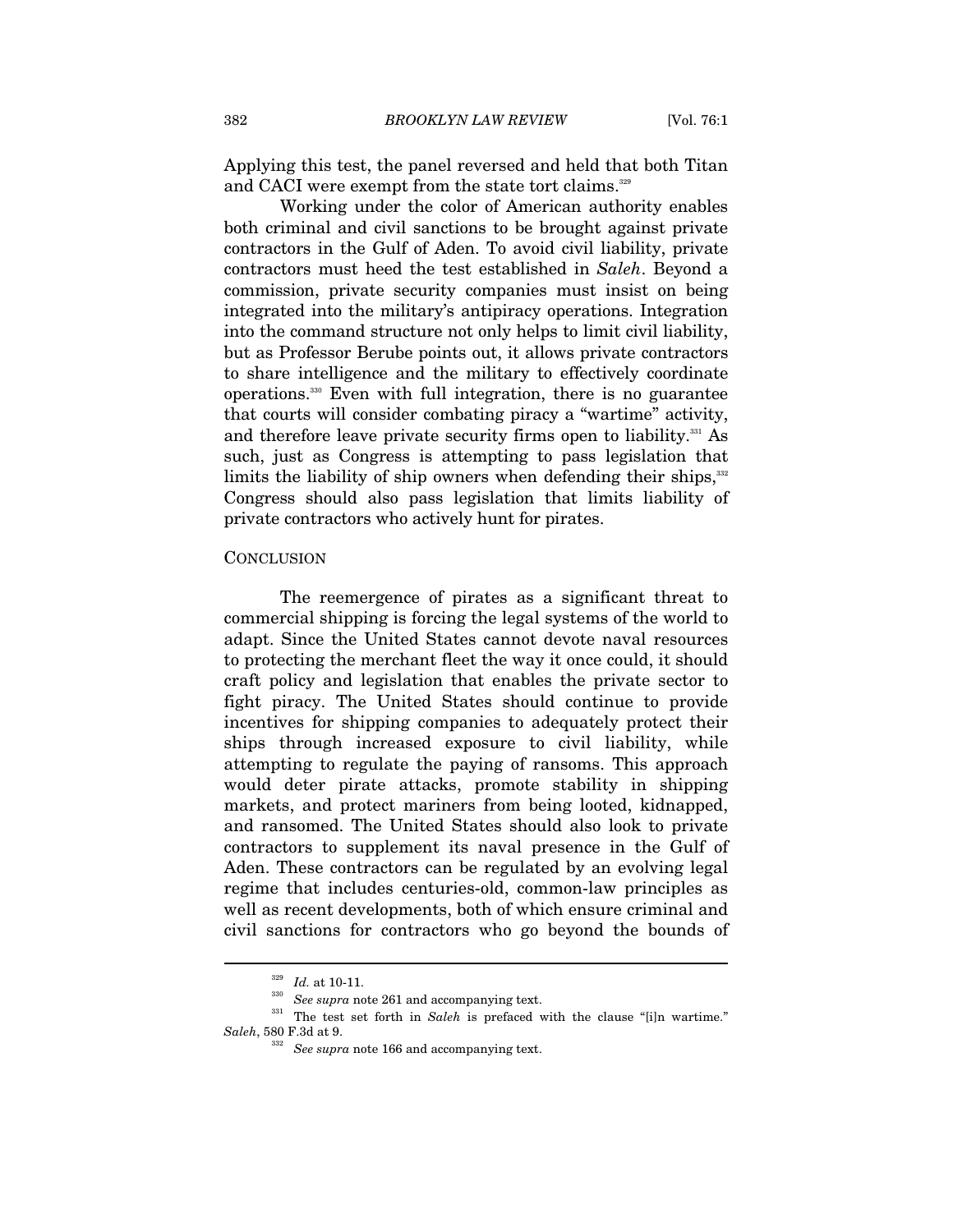Applying this test, the panel reversed and held that both Titan and CACI were exempt from the state tort claims.[329]

Working under the color of American authority enables both criminal and civil sanctions to be brought against private contractors in the Gulf of Aden. To avoid civil liability, private contractors must heed the test established in *Saleh*. Beyond a commission, private security companies must insist on being integrated into the military's antipiracy operations. Integration into the command structure not only helps to limit civil liability, but as Professor Berube points out, it allows private contractors to share intelligence and the military to effectively coordinate operations.[330] Even with full integration, there is no guarantee that courts will consider combating piracy a "wartime" activity, and therefore leave private security firms open to liability.[331] As such, just as Congress is attempting to pass legislation that limits the liability of ship owners when defending their ships,[332] Congress should also pass legislation that limits liability of private contractors who actively hunt for pirates.

## CONCLUSION

The reemergence of pirates as a significant threat to commercial shipping is forcing the legal systems of the world to adapt. Since the United States cannot devote naval resources to protecting the merchant fleet the way it once could, it should craft policy and legislation that enables the private sector to fight piracy. The United States should continue to provide incentives for shipping companies to adequately protect their ships through increased exposure to civil liability, while attempting to regulate the paying of ransoms. This approach would deter pirate attacks, promote stability in shipping markets, and protect mariners from being looted, kidnapped, and ransomed. The United States should also look to private contractors to supplement its naval presence in the Gulf of Aden. These contractors can be regulated by an evolving legal regime that includes centuries-old, common-law principles as well as recent developments, both of which ensure criminal and civil sanctions for contractors who go beyond the bounds of

---

[329] *Id.* at 10-11.

[330] *See supra* note 261 and accompanying text.

[331] The test set forth in *Saleh* is prefaced with the clause "[i]n wartime." *Saleh*, 580 F.3d at 9.

[332] *See supra* note 166 and accompanying text.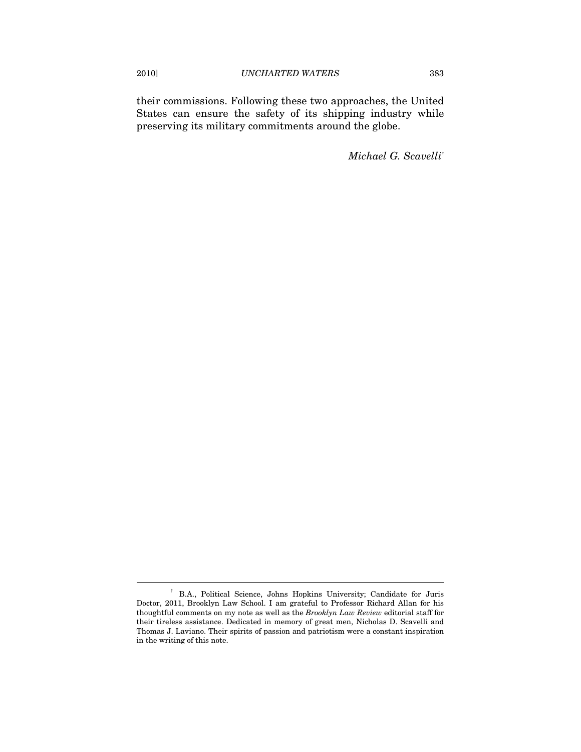their commissions. Following these two approaches, the United States can ensure the safety of its shipping industry while preserving its military commitments around the globe.

*Michael G. Scavelli*[†]

---

[†] B.A., Political Science, Johns Hopkins University; Candidate for Juris Doctor, 2011, Brooklyn Law School. I am grateful to Professor Richard Allan for his thoughtful comments on my note as well as the *Brooklyn Law Review* editorial staff for their tireless assistance. Dedicated in memory of great men, Nicholas D. Scavelli and Thomas J. Laviano. Their spirits of passion and patriotism were a constant inspiration in the writing of this note.